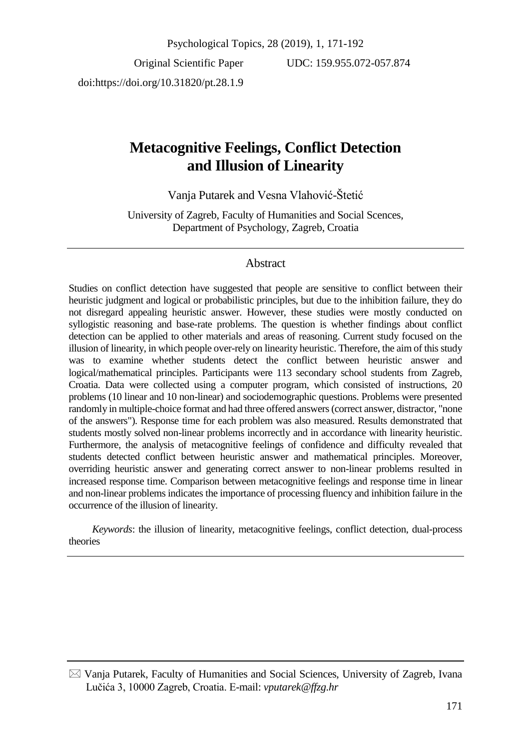Original Scientific Paper UDC: 159.955.072-057.874

doi:https://doi.org/10.31820/pt.28.1.9

# Metacognitive Feelings, Conflict Detection and Illusion of Linearity

Vanja Putarek and Vesna Vlahović-Štetić

University of Zagreb, Faculty of Humanities and Social Scences, Department of Psychology, Zagreb, Croatia

## Abstract

Studies on conflict detection have suggested that people are sensitive to conflict between their heuristic judgment and logical or probabilistic principles, but due to the inhibition failure, they do not disregard appealing heuristic answer. However, these studies were mostly conducted on syllogistic reasoning and base-rate problems. The question is whether findings about conflict detection can be applied to other materials and areas of reasoning. Current study focused on the illusion of linearity, in which people over-rely on linearity heuristic. Therefore, the aim of this study was to examine whether students detect the conflict between heuristic answer and logical/mathematical principles. Participants were 113 secondary school students from Zagreb, Croatia. Data were collected using a computer program, which consisted of instructions, 20 problems (10 linear and 10 non-linear) and sociodemographic questions. Problems were presented randomly in multiple-choice format and had three offered answers (correct answer, distractor, "none of the answers"). Response time for each problem was also measured. Results demonstrated that students mostly solved non-linear problems incorrectly and in accordance with linearity heuristic. Furthermore, the analysis of metacognitive feelings of confidence and difficulty revealed that students detected conflict between heuristic answer and mathematical principles. Moreover, overriding heuristic answer and generating correct answer to non-linear problems resulted in increased response time. Comparison between metacognitive feelings and response time in linear and non-linear problems indicates the importance of processing fluency and inhibition failure in the occurrence of the illusion of linearity.

*Keywords*: the illusion of linearity, metacognitive feelings, conflict detection, dual-process theories

---

✉ Vanja Putarek, Faculty of Humanities and Social Sciences, University of Zagreb, Ivana Lučića 3, 10000 Zagreb, Croatia. E-mail: *vputarek@ffzg.hr*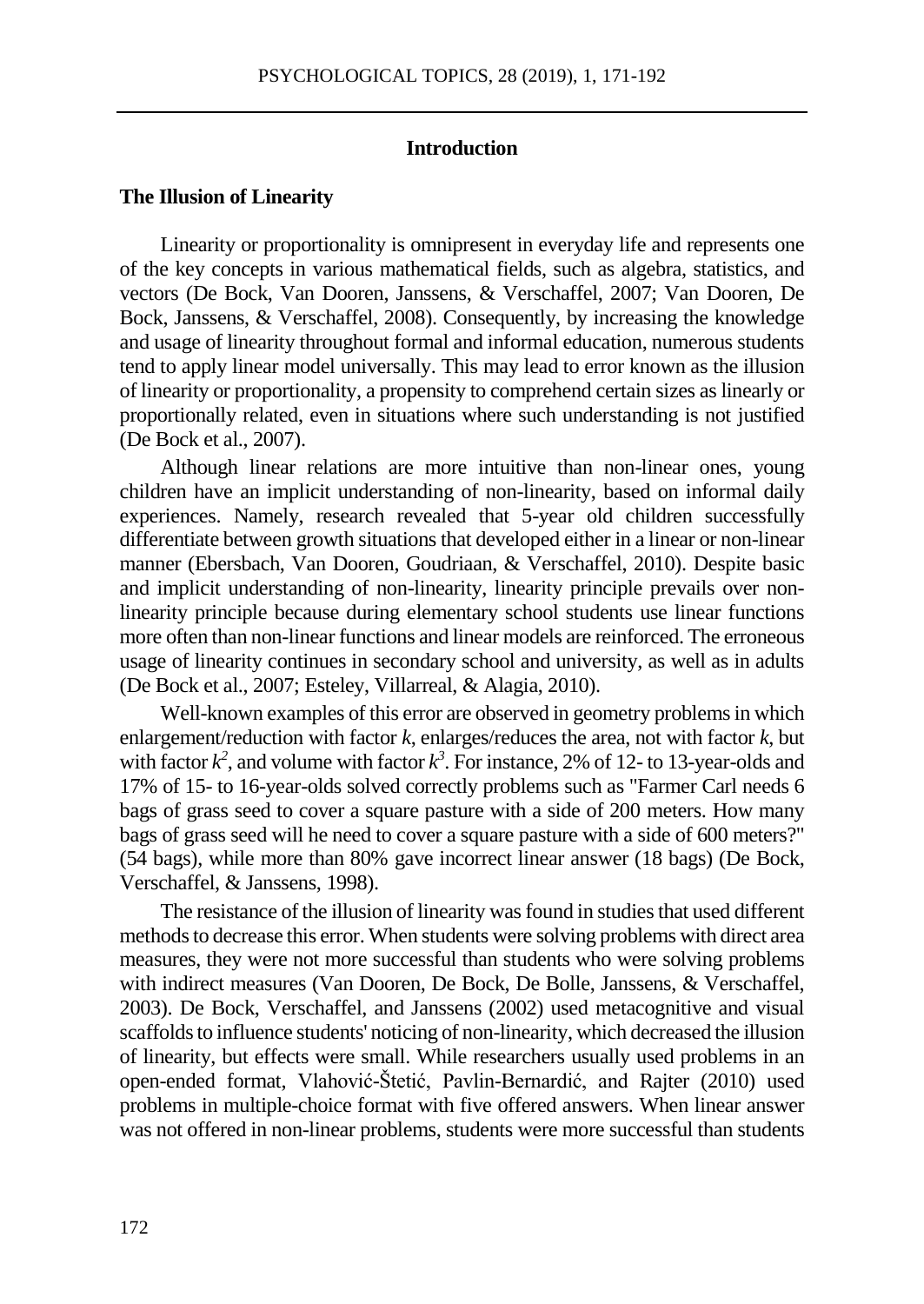## Introduction

### The Illusion of Linearity

Linearity or proportionality is omnipresent in everyday life and represents one of the key concepts in various mathematical fields, such as algebra, statistics, and vectors (De Bock, Van Dooren, Janssens, & Verschaffel, 2007; Van Dooren, De Bock, Janssens, & Verschaffel, 2008). Consequently, by increasing the knowledge and usage of linearity throughout formal and informal education, numerous students tend to apply linear model universally. This may lead to error known as the illusion of linearity or proportionality, a propensity to comprehend certain sizes as linearly or proportionally related, even in situations where such understanding is not justified (De Bock et al., 2007).

Although linear relations are more intuitive than non-linear ones, young children have an implicit understanding of non-linearity, based on informal daily experiences. Namely, research revealed that 5-year old children successfully differentiate between growth situations that developed either in a linear or non-linear manner (Ebersbach, Van Dooren, Goudriaan, & Verschaffel, 2010). Despite basic and implicit understanding of non-linearity, linearity principle prevails over non-linearity principle because during elementary school students use linear functions more often than non-linear functions and linear models are reinforced. The erroneous usage of linearity continues in secondary school and university, as well as in adults (De Bock et al., 2007; Esteley, Villarreal, & Alagia, 2010).

Well-known examples of this error are observed in geometry problems in which enlargement/reduction with factor $k$, enlarges/reduces the area, not with factor $k$, but with factor $k^2$, and volume with factor $k^3$. For instance, 2% of 12- to 13-year-olds and 17% of 15- to 16-year-olds solved correctly problems such as "Farmer Carl needs 6 bags of grass seed to cover a square pasture with a side of 200 meters. How many bags of grass seed will he need to cover a square pasture with a side of 600 meters?" (54 bags), while more than 80% gave incorrect linear answer (18 bags) (De Bock, Verschaffel, & Janssens, 1998).

The resistance of the illusion of linearity was found in studies that used different methods to decrease this error. When students were solving problems with direct area measures, they were not more successful than students who were solving problems with indirect measures (Van Dooren, De Bock, De Bolle, Janssens, & Verschaffel, 2003). De Bock, Verschaffel, and Janssens (2002) used metacognitive and visual scaffolds to influence students' noticing of non-linearity, which decreased the illusion of linearity, but effects were small. While researchers usually used problems in an open-ended format, Vlahović-Štetić, Pavlin-Bernardić, and Rajter (2010) used problems in multiple-choice format with five offered answers. When linear answer was not offered in non-linear problems, students were more successful than students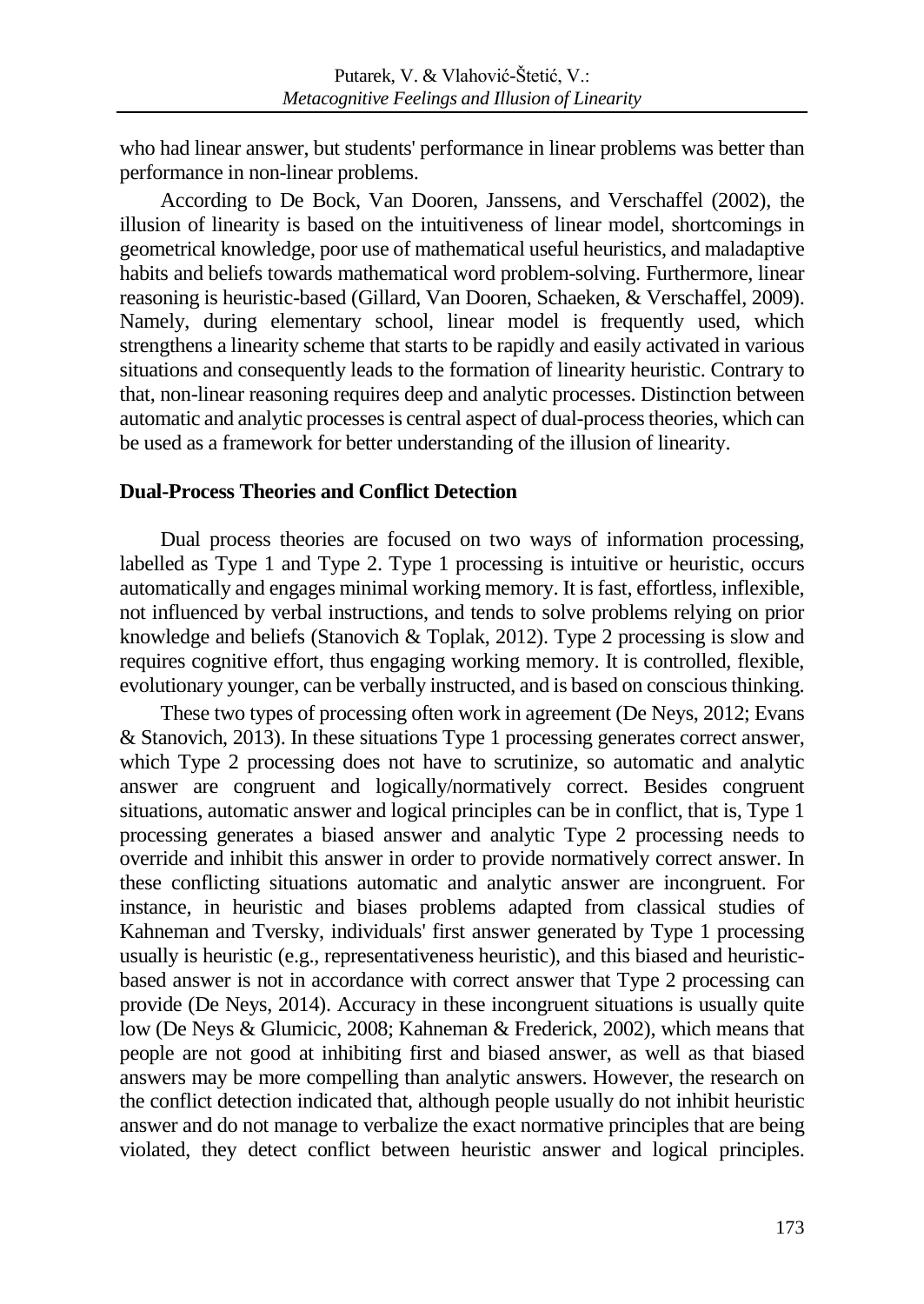who had linear answer, but students' performance in linear problems was better than performance in non-linear problems.

According to De Bock, Van Dooren, Janssens, and Verschaffel (2002), the illusion of linearity is based on the intuitiveness of linear model, shortcomings in geometrical knowledge, poor use of mathematical useful heuristics, and maladaptive habits and beliefs towards mathematical word problem-solving. Furthermore, linear reasoning is heuristic-based (Gillard, Van Dooren, Schaeken, & Verschaffel, 2009). Namely, during elementary school, linear model is frequently used, which strengthens a linearity scheme that starts to be rapidly and easily activated in various situations and consequently leads to the formation of linearity heuristic. Contrary to that, non-linear reasoning requires deep and analytic processes. Distinction between automatic and analytic processes is central aspect of dual-process theories, which can be used as a framework for better understanding of the illusion of linearity.

## Dual-Process Theories and Conflict Detection

Dual process theories are focused on two ways of information processing, labelled as Type 1 and Type 2. Type 1 processing is intuitive or heuristic, occurs automatically and engages minimal working memory. It is fast, effortless, inflexible, not influenced by verbal instructions, and tends to solve problems relying on prior knowledge and beliefs (Stanovich & Toplak, 2012). Type 2 processing is slow and requires cognitive effort, thus engaging working memory. It is controlled, flexible, evolutionary younger, can be verbally instructed, and is based on conscious thinking.

These two types of processing often work in agreement (De Neys, 2012; Evans & Stanovich, 2013). In these situations Type 1 processing generates correct answer, which Type 2 processing does not have to scrutinize, so automatic and analytic answer are congruent and logically/normatively correct. Besides congruent situations, automatic answer and logical principles can be in conflict, that is, Type 1 processing generates a biased answer and analytic Type 2 processing needs to override and inhibit this answer in order to provide normatively correct answer. In these conflicting situations automatic and analytic answer are incongruent. For instance, in heuristic and biases problems adapted from classical studies of Kahneman and Tversky, individuals' first answer generated by Type 1 processing usually is heuristic (e.g., representativeness heuristic), and this biased and heuristic-based answer is not in accordance with correct answer that Type 2 processing can provide (De Neys, 2014). Accuracy in these incongruent situations is usually quite low (De Neys & Glumicic, 2008; Kahneman & Frederick, 2002), which means that people are not good at inhibiting first and biased answer, as well as that biased answers may be more compelling than analytic answers. However, the research on the conflict detection indicated that, although people usually do not inhibit heuristic answer and do not manage to verbalize the exact normative principles that are being violated, they detect conflict between heuristic answer and logical principles.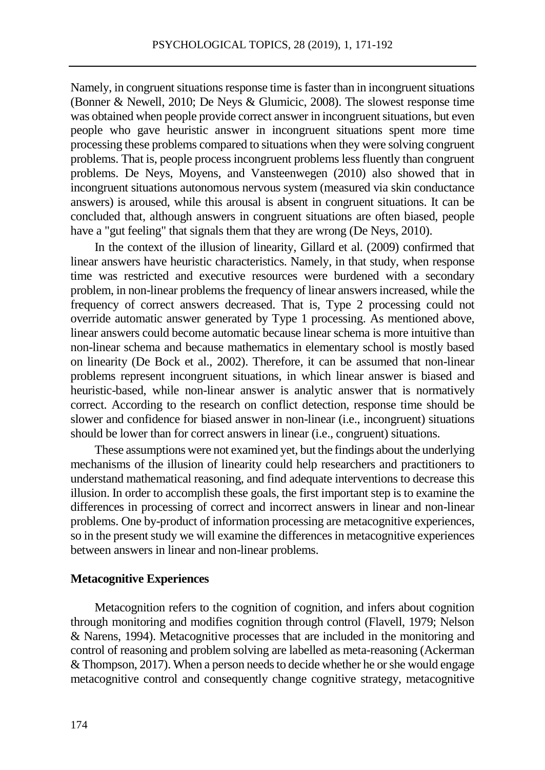Namely, in congruent situations response time is faster than in incongruent situations (Bonner & Newell, 2010; De Neys & Glumicic, 2008). The slowest response time was obtained when people provide correct answer in incongruent situations, but even people who gave heuristic answer in incongruent situations spent more time processing these problems compared to situations when they were solving congruent problems. That is, people process incongruent problems less fluently than congruent problems. De Neys, Moyens, and Vansteenwegen (2010) also showed that in incongruent situations autonomous nervous system (measured via skin conductance answers) is aroused, while this arousal is absent in congruent situations. It can be concluded that, although answers in congruent situations are often biased, people have a "gut feeling" that signals them that they are wrong (De Neys, 2010).

In the context of the illusion of linearity, Gillard et al. (2009) confirmed that linear answers have heuristic characteristics. Namely, in that study, when response time was restricted and executive resources were burdened with a secondary problem, in non-linear problems the frequency of linear answers increased, while the frequency of correct answers decreased. That is, Type 2 processing could not override automatic answer generated by Type 1 processing. As mentioned above, linear answers could become automatic because linear schema is more intuitive than non-linear schema and because mathematics in elementary school is mostly based on linearity (De Bock et al., 2002). Therefore, it can be assumed that non-linear problems represent incongruent situations, in which linear answer is biased and heuristic-based, while non-linear answer is analytic answer that is normatively correct. According to the research on conflict detection, response time should be slower and confidence for biased answer in non-linear (i.e., incongruent) situations should be lower than for correct answers in linear (i.e., congruent) situations.

These assumptions were not examined yet, but the findings about the underlying mechanisms of the illusion of linearity could help researchers and practitioners to understand mathematical reasoning, and find adequate interventions to decrease this illusion. In order to accomplish these goals, the first important step is to examine the differences in processing of correct and incorrect answers in linear and non-linear problems. One by-product of information processing are metacognitive experiences, so in the present study we will examine the differences in metacognitive experiences between answers in linear and non-linear problems.

### Metacognitive Experiences

Metacognition refers to the cognition of cognition, and infers about cognition through monitoring and modifies cognition through control (Flavell, 1979; Nelson & Narens, 1994). Metacognitive processes that are included in the monitoring and control of reasoning and problem solving are labelled as meta-reasoning (Ackerman & Thompson, 2017). When a person needs to decide whether he or she would engage metacognitive control and consequently change cognitive strategy, metacognitive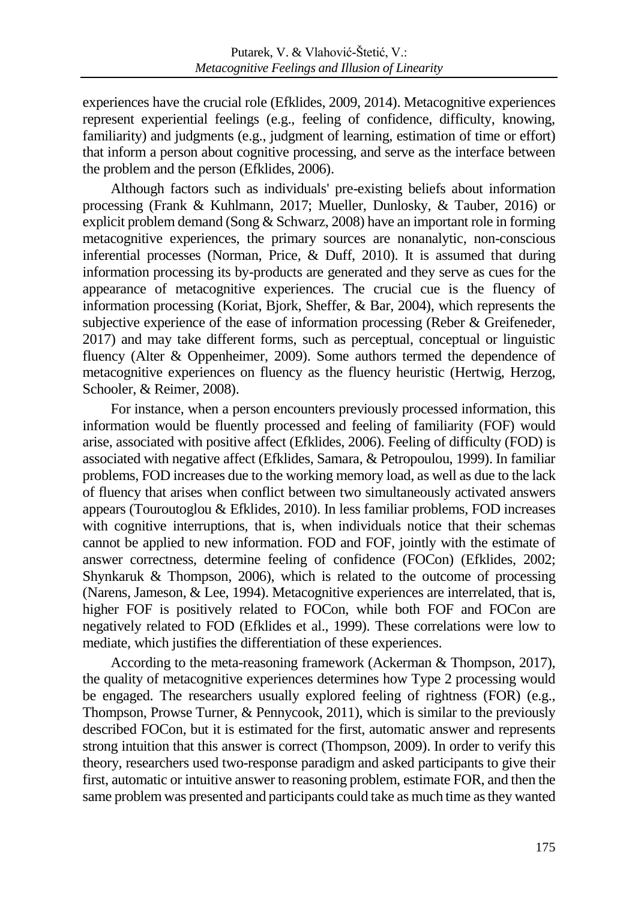experiences have the crucial role (Efklides, 2009, 2014). Metacognitive experiences represent experiential feelings (e.g., feeling of confidence, difficulty, knowing, familiarity) and judgments (e.g., judgment of learning, estimation of time or effort) that inform a person about cognitive processing, and serve as the interface between the problem and the person (Efklides, 2006).

Although factors such as individuals' pre-existing beliefs about information processing (Frank & Kuhlmann, 2017; Mueller, Dunlosky, & Tauber, 2016) or explicit problem demand (Song & Schwarz, 2008) have an important role in forming metacognitive experiences, the primary sources are nonanalytic, non-conscious inferential processes (Norman, Price, & Duff, 2010). It is assumed that during information processing its by-products are generated and they serve as cues for the appearance of metacognitive experiences. The crucial cue is the fluency of information processing (Koriat, Bjork, Sheffer, & Bar, 2004), which represents the subjective experience of the ease of information processing (Reber & Greifeneder, 2017) and may take different forms, such as perceptual, conceptual or linguistic fluency (Alter & Oppenheimer, 2009). Some authors termed the dependence of metacognitive experiences on fluency as the fluency heuristic (Hertwig, Herzog, Schooler, & Reimer, 2008).

For instance, when a person encounters previously processed information, this information would be fluently processed and feeling of familiarity (FOF) would arise, associated with positive affect (Efklides, 2006). Feeling of difficulty (FOD) is associated with negative affect (Efklides, Samara, & Petropoulou, 1999). In familiar problems, FOD increases due to the working memory load, as well as due to the lack of fluency that arises when conflict between two simultaneously activated answers appears (Touroutoglou & Efklides, 2010). In less familiar problems, FOD increases with cognitive interruptions, that is, when individuals notice that their schemas cannot be applied to new information. FOD and FOF, jointly with the estimate of answer correctness, determine feeling of confidence (FOCon) (Efklides, 2002; Shynkaruk & Thompson, 2006), which is related to the outcome of processing (Narens, Jameson, & Lee, 1994). Metacognitive experiences are interrelated, that is, higher FOF is positively related to FOCon, while both FOF and FOCon are negatively related to FOD (Efklides et al., 1999). These correlations were low to mediate, which justifies the differentiation of these experiences.

According to the meta-reasoning framework (Ackerman & Thompson, 2017), the quality of metacognitive experiences determines how Type 2 processing would be engaged. The researchers usually explored feeling of rightness (FOR) (e.g., Thompson, Prowse Turner, & Pennycook, 2011), which is similar to the previously described FOCon, but it is estimated for the first, automatic answer and represents strong intuition that this answer is correct (Thompson, 2009). In order to verify this theory, researchers used two-response paradigm and asked participants to give their first, automatic or intuitive answer to reasoning problem, estimate FOR, and then the same problem was presented and participants could take as much time as they wanted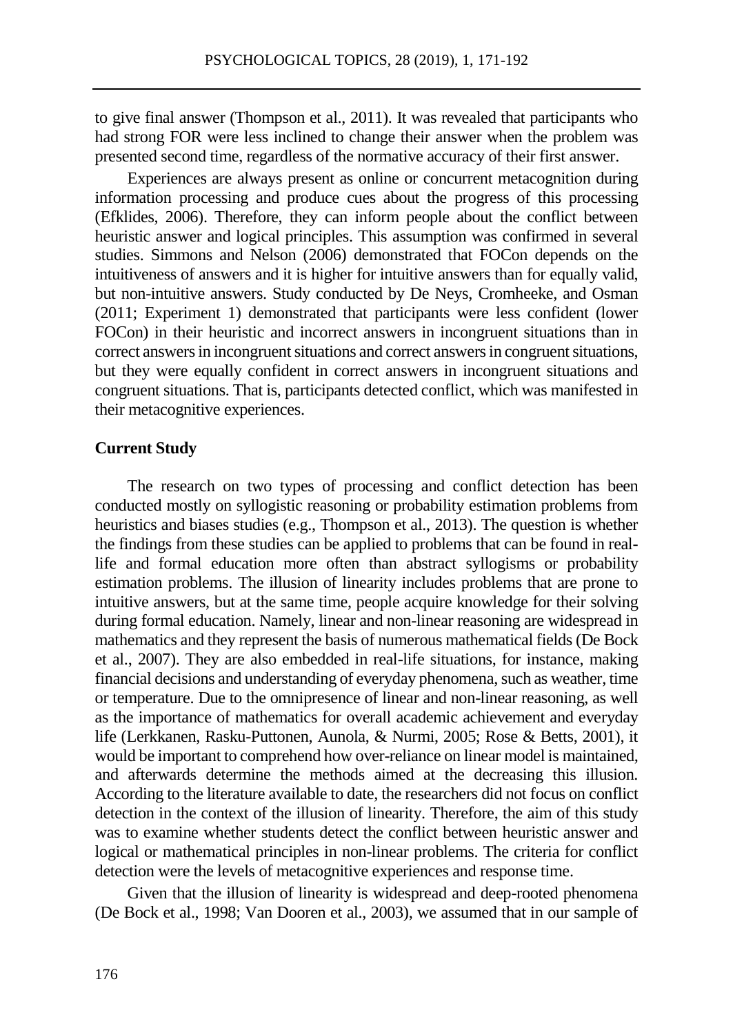to give final answer (Thompson et al., 2011). It was revealed that participants who had strong FOR were less inclined to change their answer when the problem was presented second time, regardless of the normative accuracy of their first answer.

Experiences are always present as online or concurrent metacognition during information processing and produce cues about the progress of this processing (Efklides, 2006). Therefore, they can inform people about the conflict between heuristic answer and logical principles. This assumption was confirmed in several studies. Simmons and Nelson (2006) demonstrated that FOCon depends on the intuitiveness of answers and it is higher for intuitive answers than for equally valid, but non-intuitive answers. Study conducted by De Neys, Cromheeke, and Osman (2011; Experiment 1) demonstrated that participants were less confident (lower FOCon) in their heuristic and incorrect answers in incongruent situations than in correct answers in incongruent situations and correct answers in congruent situations, but they were equally confident in correct answers in incongruent situations and congruent situations. That is, participants detected conflict, which was manifested in their metacognitive experiences.

### Current Study

The research on two types of processing and conflict detection has been conducted mostly on syllogistic reasoning or probability estimation problems from heuristics and biases studies (e.g., Thompson et al., 2013). The question is whether the findings from these studies can be applied to problems that can be found in real-life and formal education more often than abstract syllogisms or probability estimation problems. The illusion of linearity includes problems that are prone to intuitive answers, but at the same time, people acquire knowledge for their solving during formal education. Namely, linear and non-linear reasoning are widespread in mathematics and they represent the basis of numerous mathematical fields (De Bock et al., 2007). They are also embedded in real-life situations, for instance, making financial decisions and understanding of everyday phenomena, such as weather, time or temperature. Due to the omnipresence of linear and non-linear reasoning, as well as the importance of mathematics for overall academic achievement and everyday life (Lerkkanen, Rasku-Puttonen, Aunola, & Nurmi, 2005; Rose & Betts, 2001), it would be important to comprehend how over-reliance on linear model is maintained, and afterwards determine the methods aimed at the decreasing this illusion. According to the literature available to date, the researchers did not focus on conflict detection in the context of the illusion of linearity. Therefore, the aim of this study was to examine whether students detect the conflict between heuristic answer and logical or mathematical principles in non-linear problems. The criteria for conflict detection were the levels of metacognitive experiences and response time.

Given that the illusion of linearity is widespread and deep-rooted phenomena (De Bock et al., 1998; Van Dooren et al., 2003), we assumed that in our sample of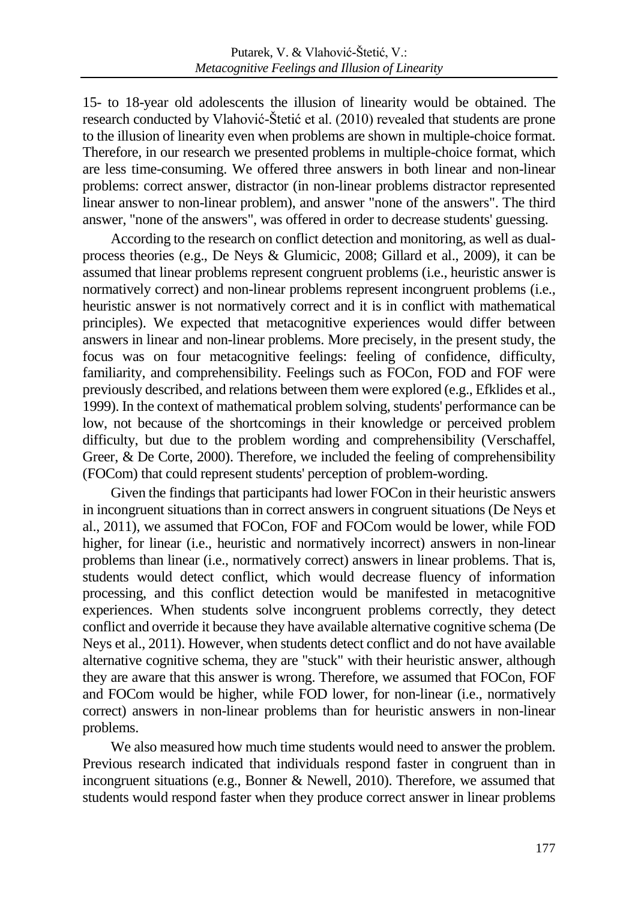15- to 18-year old adolescents the illusion of linearity would be obtained. The research conducted by Vlahović-Štetić et al. (2010) revealed that students are prone to the illusion of linearity even when problems are shown in multiple-choice format. Therefore, in our research we presented problems in multiple-choice format, which are less time-consuming. We offered three answers in both linear and non-linear problems: correct answer, distractor (in non-linear problems distractor represented linear answer to non-linear problem), and answer "none of the answers". The third answer, "none of the answers", was offered in order to decrease students' guessing.

According to the research on conflict detection and monitoring, as well as dual-process theories (e.g., De Neys & Glumicic, 2008; Gillard et al., 2009), it can be assumed that linear problems represent congruent problems (i.e., heuristic answer is normatively correct) and non-linear problems represent incongruent problems (i.e., heuristic answer is not normatively correct and it is in conflict with mathematical principles). We expected that metacognitive experiences would differ between answers in linear and non-linear problems. More precisely, in the present study, the focus was on four metacognitive feelings: feeling of confidence, difficulty, familiarity, and comprehensibility. Feelings such as FOCon, FOD and FOF were previously described, and relations between them were explored (e.g., Efklides et al., 1999). In the context of mathematical problem solving, students' performance can be low, not because of the shortcomings in their knowledge or perceived problem difficulty, but due to the problem wording and comprehensibility (Verschaffel, Greer, & De Corte, 2000). Therefore, we included the feeling of comprehensibility (FOCom) that could represent students' perception of problem-wording.

Given the findings that participants had lower FOCon in their heuristic answers in incongruent situations than in correct answers in congruent situations (De Neys et al., 2011), we assumed that FOCon, FOF and FOCom would be lower, while FOD higher, for linear (i.e., heuristic and normatively incorrect) answers in non-linear problems than linear (i.e., normatively correct) answers in linear problems. That is, students would detect conflict, which would decrease fluency of information processing, and this conflict detection would be manifested in metacognitive experiences. When students solve incongruent problems correctly, they detect conflict and override it because they have available alternative cognitive schema (De Neys et al., 2011). However, when students detect conflict and do not have available alternative cognitive schema, they are "stuck" with their heuristic answer, although they are aware that this answer is wrong. Therefore, we assumed that FOCon, FOF and FOCom would be higher, while FOD lower, for non-linear (i.e., normatively correct) answers in non-linear problems than for heuristic answers in non-linear problems.

We also measured how much time students would need to answer the problem. Previous research indicated that individuals respond faster in congruent than in incongruent situations (e.g., Bonner & Newell, 2010). Therefore, we assumed that students would respond faster when they produce correct answer in linear problems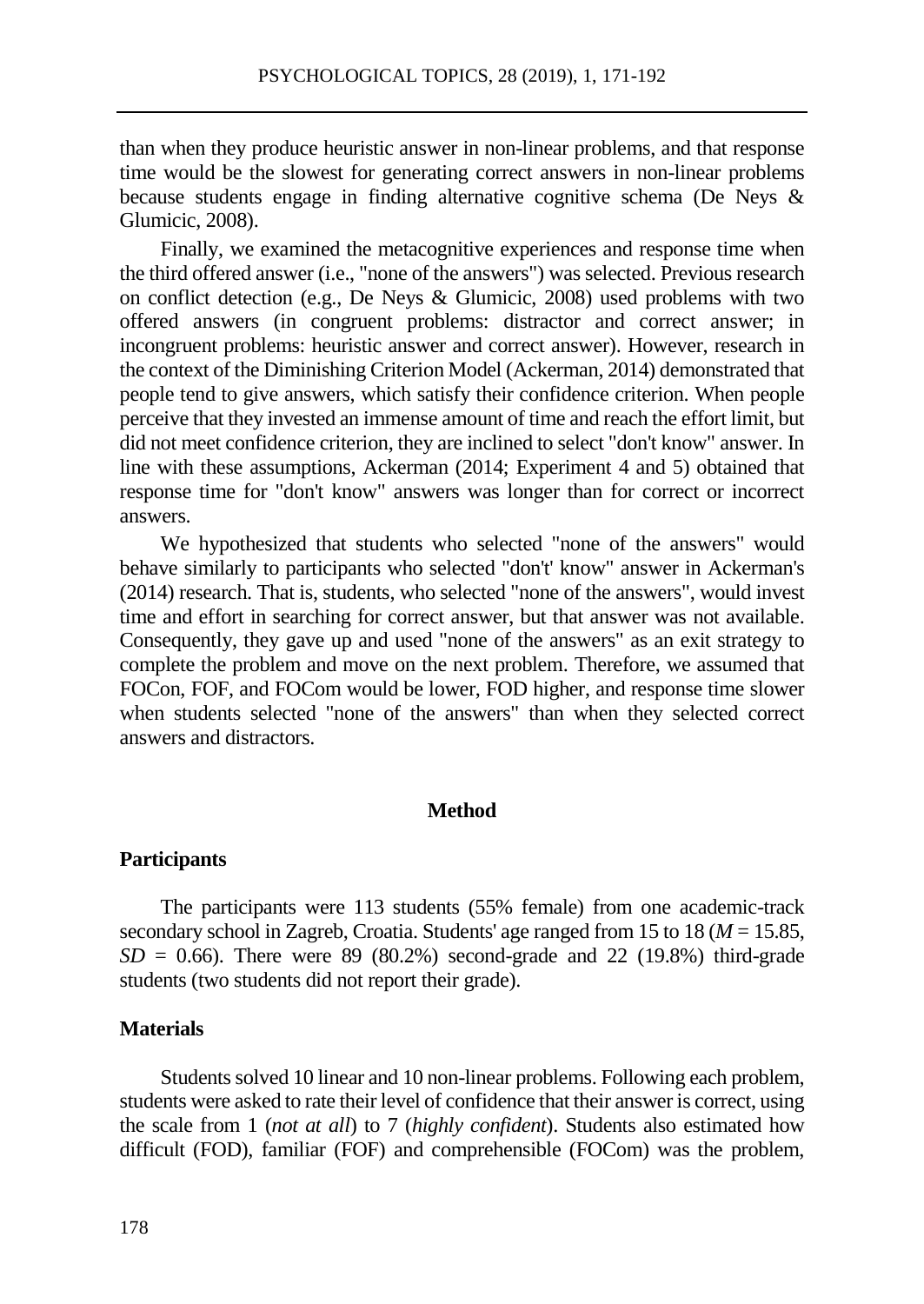than when they produce heuristic answer in non-linear problems, and that response time would be the slowest for generating correct answers in non-linear problems because students engage in finding alternative cognitive schema (De Neys & Glumicic, 2008).

Finally, we examined the metacognitive experiences and response time when the third offered answer (i.e., "none of the answers") was selected. Previous research on conflict detection (e.g., De Neys & Glumicic, 2008) used problems with two offered answers (in congruent problems: distractor and correct answer; in incongruent problems: heuristic answer and correct answer). However, research in the context of the Diminishing Criterion Model (Ackerman, 2014) demonstrated that people tend to give answers, which satisfy their confidence criterion. When people perceive that they invested an immense amount of time and reach the effort limit, but did not meet confidence criterion, they are inclined to select "don't know" answer. In line with these assumptions, Ackerman (2014; Experiment 4 and 5) obtained that response time for "don't know" answers was longer than for correct or incorrect answers.

We hypothesized that students who selected "none of the answers" would behave similarly to participants who selected "don't' know" answer in Ackerman's (2014) research. That is, students, who selected "none of the answers", would invest time and effort in searching for correct answer, but that answer was not available. Consequently, they gave up and used "none of the answers" as an exit strategy to complete the problem and move on the next problem. Therefore, we assumed that FOCon, FOF, and FOCom would be lower, FOD higher, and response time slower when students selected "none of the answers" than when they selected correct answers and distractors.

## Method

### Participants

The participants were 113 students (55% female) from one academic-track secondary school in Zagreb, Croatia. Students' age ranged from 15 to 18 ($M$ = 15.85, $SD$ = 0.66). There were 89 (80.2%) second-grade and 22 (19.8%) third-grade students (two students did not report their grade).

### Materials

Students solved 10 linear and 10 non-linear problems. Following each problem, students were asked to rate their level of confidence that their answer is correct, using the scale from 1 (*not at all*) to 7 (*highly confident*). Students also estimated how difficult (FOD), familiar (FOF) and comprehensible (FOCom) was the problem,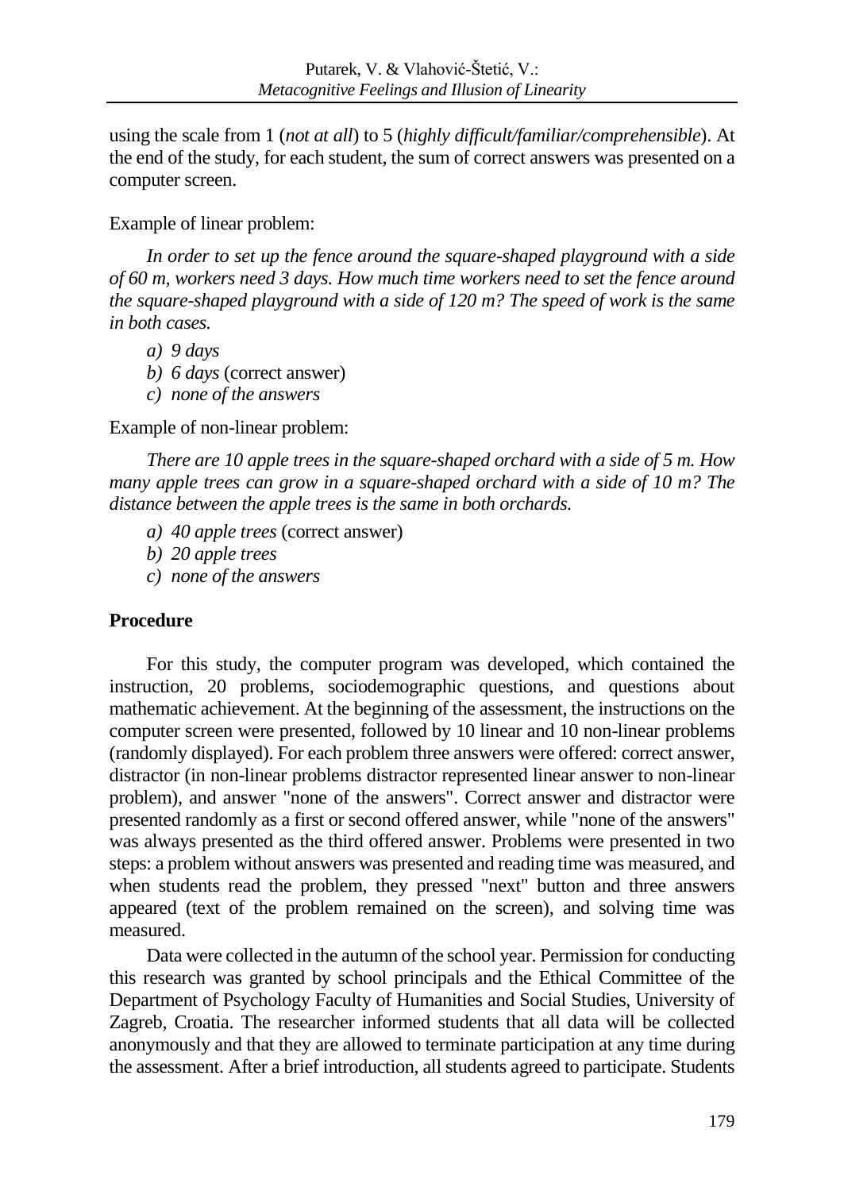using the scale from 1 (*not at all*) to 5 (*highly difficult/familiar/comprehensible*). At the end of the study, for each student, the sum of correct answers was presented on a computer screen.

Example of linear problem:

*In order to set up the fence around the square-shaped playground with a side of 60 m, workers need 3 days. How much time workers need to set the fence around the square-shaped playground with a side of 120 m? The speed of work is the same in both cases.*

*a) 9 days*
*b) 6 days* (correct answer)
*c) none of the answers*

Example of non-linear problem:

*There are 10 apple trees in the square-shaped orchard with a side of 5 m. How many apple trees can grow in a square-shaped orchard with a side of 10 m? The distance between the apple trees is the same in both orchards.*

*a) 40 apple trees* (correct answer)
*b) 20 apple trees*
*c) none of the answers*

**Procedure**

For this study, the computer program was developed, which contained the instruction, 20 problems, sociodemographic questions, and questions about mathematic achievement. At the beginning of the assessment, the instructions on the computer screen were presented, followed by 10 linear and 10 non-linear problems (randomly displayed). For each problem three answers were offered: correct answer, distractor (in non-linear problems distractor represented linear answer to non-linear problem), and answer "none of the answers". Correct answer and distractor were presented randomly as a first or second offered answer, while "none of the answers" was always presented as the third offered answer. Problems were presented in two steps: a problem without answers was presented and reading time was measured, and when students read the problem, they pressed "next" button and three answers appeared (text of the problem remained on the screen), and solving time was measured.

Data were collected in the autumn of the school year. Permission for conducting this research was granted by school principals and the Ethical Committee of the Department of Psychology Faculty of Humanities and Social Studies, University of Zagreb, Croatia. The researcher informed students that all data will be collected anonymously and that they are allowed to terminate participation at any time during the assessment. After a brief introduction, all students agreed to participate. Students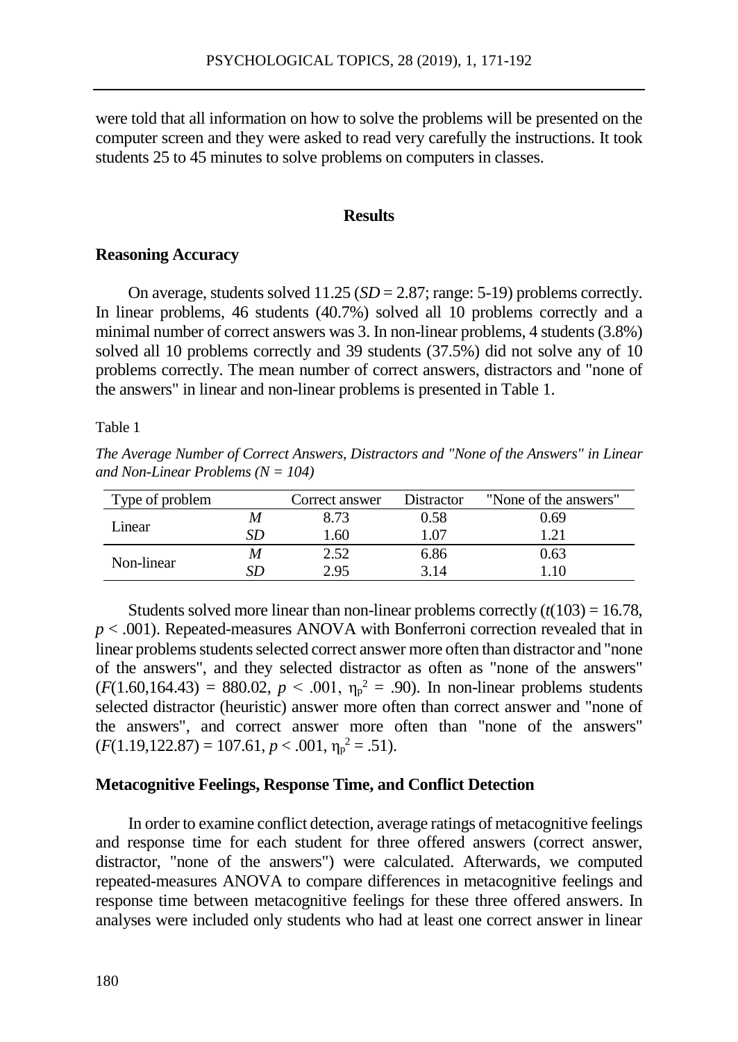were told that all information on how to solve the problems will be presented on the computer screen and they were asked to read very carefully the instructions. It took students 25 to 45 minutes to solve problems on computers in classes.

## Results

### Reasoning Accuracy

On average, students solved 11.25 (*SD* = 2.87; range: 5-19) problems correctly. In linear problems, 46 students (40.7%) solved all 10 problems correctly and a minimal number of correct answers was 3. In non-linear problems, 4 students (3.8%) solved all 10 problems correctly and 39 students (37.5%) did not solve any of 10 problems correctly. The mean number of correct answers, distractors and "none of the answers" in linear and non-linear problems is presented in Table 1.

Table 1

*The Average Number of Correct Answers, Distractors and "None of the Answers" in Linear and Non-Linear Problems (N = 104)*

| Type of problem | | Correct answer | Distractor | "None of the answers" |
|---|---|---|---|---|
| Linear | *M* | 8.73 | 0.58 | 0.69 |
| | *SD* | 1.60 | 1.07 | 1.21 |
| Non-linear | *M* | 2.52 | 6.86 | 0.63 |
| | *SD* | 2.95 | 3.14 | 1.10 |

Students solved more linear than non-linear problems correctly ($t(103) = 16.78$, $p < .001$). Repeated-measures ANOVA with Bonferroni correction revealed that in linear problems students selected correct answer more often than distractor and "none of the answers", and they selected distractor as often as "none of the answers" ($F(1.60,164.43) = 880.02$, $p < .001$, $\eta_p^2 = .90$). In non-linear problems students selected distractor (heuristic) answer more often than correct answer and "none of the answers", and correct answer more often than "none of the answers" ($F(1.19,122.87) = 107.61$, $p < .001$, $\eta_p^2 = .51$).

### Metacognitive Feelings, Response Time, and Conflict Detection

In order to examine conflict detection, average ratings of metacognitive feelings and response time for each student for three offered answers (correct answer, distractor, "none of the answers") were calculated. Afterwards, we computed repeated-measures ANOVA to compare differences in metacognitive feelings and response time between metacognitive feelings for these three offered answers. In analyses were included only students who had at least one correct answer in linear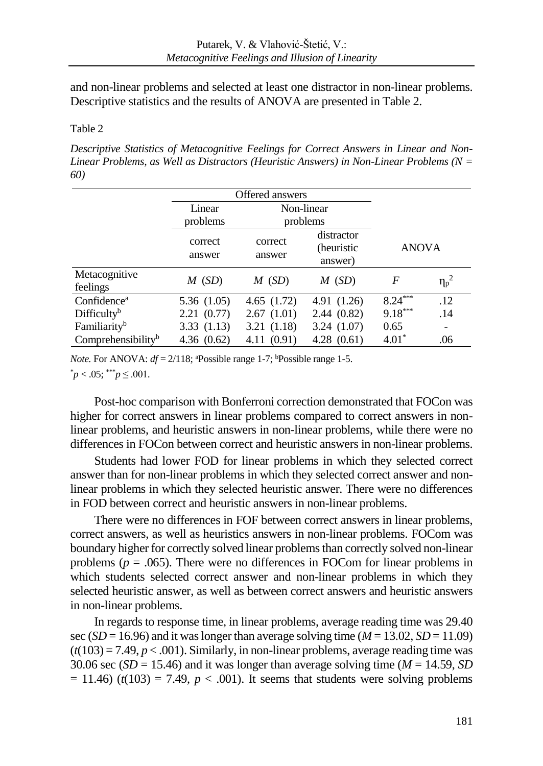and non-linear problems and selected at least one distractor in non-linear problems. Descriptive statistics and the results of ANOVA are presented in Table 2.

Table 2

*Descriptive Statistics of Metacognitive Feelings for Correct Answers in Linear and Non-Linear Problems, as Well as Distractors (Heuristic Answers) in Non-Linear Problems (N = 60)*

| | Offered answers | | | | |
|---|---|---|---|---|---|
| | Linear problems | Non-linear problems | | | |
| | correct answer | correct answer | distractor (heuristic answer) | ANOVA | |
| Metacognitive feelings | *M* (*SD*) | *M* (*SD*) | *M* (*SD*) | *F* | $\eta_p^2$ |
| Confidence[a] | 5.36 (1.05) | 4.65 (1.72) | 4.91 (1.26) | 8.24*** | .12 |
| Difficulty[b] | 2.21 (0.77) | 2.67 (1.01) | 2.44 (0.82) | 9.18*** | .14 |
| Familiarity[b] | 3.33 (1.13) | 3.21 (1.18) | 3.24 (1.07) | 0.65 | - |
| Comprehensibility[b] | 4.36 (0.62) | 4.11 (0.91) | 4.28 (0.61) | 4.01* | .06 |

*Note.* For ANOVA: $df = 2/118$; [a]Possible range 1-7; [b]Possible range 1-5.
*$p < .05$; ***$p \leq .001$.

Post-hoc comparison with Bonferroni correction demonstrated that FOCon was higher for correct answers in linear problems compared to correct answers in non-linear problems, and heuristic answers in non-linear problems, while there were no differences in FOCon between correct and heuristic answers in non-linear problems.

Students had lower FOD for linear problems in which they selected correct answer than for non-linear problems in which they selected correct answer and non-linear problems in which they selected heuristic answer. There were no differences in FOD between correct and heuristic answers in non-linear problems.

There were no differences in FOF between correct answers in linear problems, correct answers, as well as heuristics answers in non-linear problems. FOCom was boundary higher for correctly solved linear problems than correctly solved non-linear problems ($p = .065$). There were no differences in FOCom for linear problems in which students selected correct answer and non-linear problems in which they selected heuristic answer, as well as between correct answers and heuristic answers in non-linear problems.

In regards to response time, in linear problems, average reading time was 29.40 sec ($SD = 16.96$) and it was longer than average solving time ($M = 13.02$, $SD = 11.09$) ($t(103) = 7.49$, $p < .001$). Similarly, in non-linear problems, average reading time was 30.06 sec ($SD = 15.46$) and it was longer than average solving time ($M = 14.59$, $SD = 11.46$) ($t(103) = 7.49$, $p < .001$). It seems that students were solving problems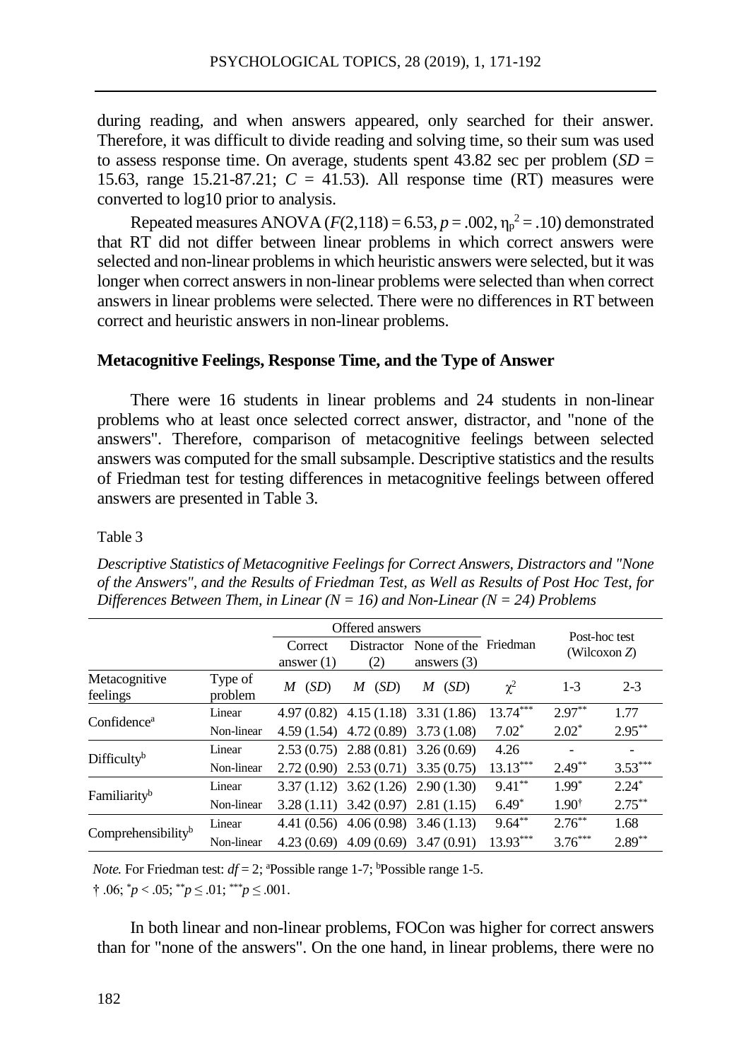during reading, and when answers appeared, only searched for their answer. Therefore, it was difficult to divide reading and solving time, so their sum was used to assess response time. On average, students spent 43.82 sec per problem ($SD$ = 15.63, range 15.21-87.21; $C$ = 41.53). All response time (RT) measures were converted to log10 prior to analysis.

Repeated measures ANOVA ($F(2,118) = 6.53$, $p = .002$, $\eta_p^2 = .10$) demonstrated that RT did not differ between linear problems in which correct answers were selected and non-linear problems in which heuristic answers were selected, but it was longer when correct answers in non-linear problems were selected than when correct answers in linear problems were selected. There were no differences in RT between correct and heuristic answers in non-linear problems.

### Metacognitive Feelings, Response Time, and the Type of Answer

There were 16 students in linear problems and 24 students in non-linear problems who at least once selected correct answer, distractor, and "none of the answers". Therefore, comparison of metacognitive feelings between selected answers was computed for the small subsample. Descriptive statistics and the results of Friedman test for testing differences in metacognitive feelings between offered answers are presented in Table 3.

Table 3

*Descriptive Statistics of Metacognitive Feelings for Correct Answers, Distractors and "None of the Answers", and the Results of Friedman Test, as Well as Results of Post Hoc Test, for Differences Between Them, in Linear (N = 16) and Non-Linear (N = 24) Problems*

| | | Offered answers | | | Friedman | Post-hoc test (Wilcoxon $Z$) | |
|---|---|---|---|---|---|---|---|
| | | Correct answer (1) | Distractor (2) | None of the answers (3) | | | |
| Metacognitive feelings | Type of problem | $M$ ($SD$) | $M$ ($SD$) | $M$ ($SD$) | $\chi^2$ | 1-3 | 2-3 |
| Confidence[a] | Linear | 4.97 (0.82) | 4.15 (1.18) | 3.31 (1.86) | $13.74^{***}$ | $2.97^{**}$ | 1.77 |
| | Non-linear | 4.59 (1.54) | 4.72 (0.89) | 3.73 (1.08) | $7.02^{*}$ | $2.02^{*}$ | $2.95^{**}$ |
| Difficulty[b] | Linear | 2.53 (0.75) | 2.88 (0.81) | 3.26 (0.69) | 4.26 | - | - |
| | Non-linear | 2.72 (0.90) | 2.53 (0.71) | 3.35 (0.75) | $13.13^{***}$ | $2.49^{**}$ | $3.53^{***}$ |
| Familiarity[b] | Linear | 3.37 (1.12) | 3.62 (1.26) | 2.90 (1.30) | $9.41^{**}$ | $1.99^{*}$ | $2.24^{*}$ |
| | Non-linear | 3.28 (1.11) | 3.42 (0.97) | 2.81 (1.15) | $6.49^{*}$ | $1.90^{\dagger}$ | $2.75^{**}$ |
| Comprehensibility[b] | Linear | 4.41 (0.56) | 4.06 (0.98) | 3.46 (1.13) | $9.64^{**}$ | $2.76^{**}$ | 1.68 |
| | Non-linear | 4.23 (0.69) | 4.09 (0.69) | 3.47 (0.91) | $13.93^{***}$ | $3.76^{***}$ | $2.89^{**}$ |

*Note.* For Friedman test: $df = 2$; [a]Possible range 1-7; [b]Possible range 1-5.
† .06; $^{*}p < .05$; $^{**}p \leq .01$; $^{***}p \leq .001$.

In both linear and non-linear problems, FOCon was higher for correct answers than for "none of the answers". On the one hand, in linear problems, there were no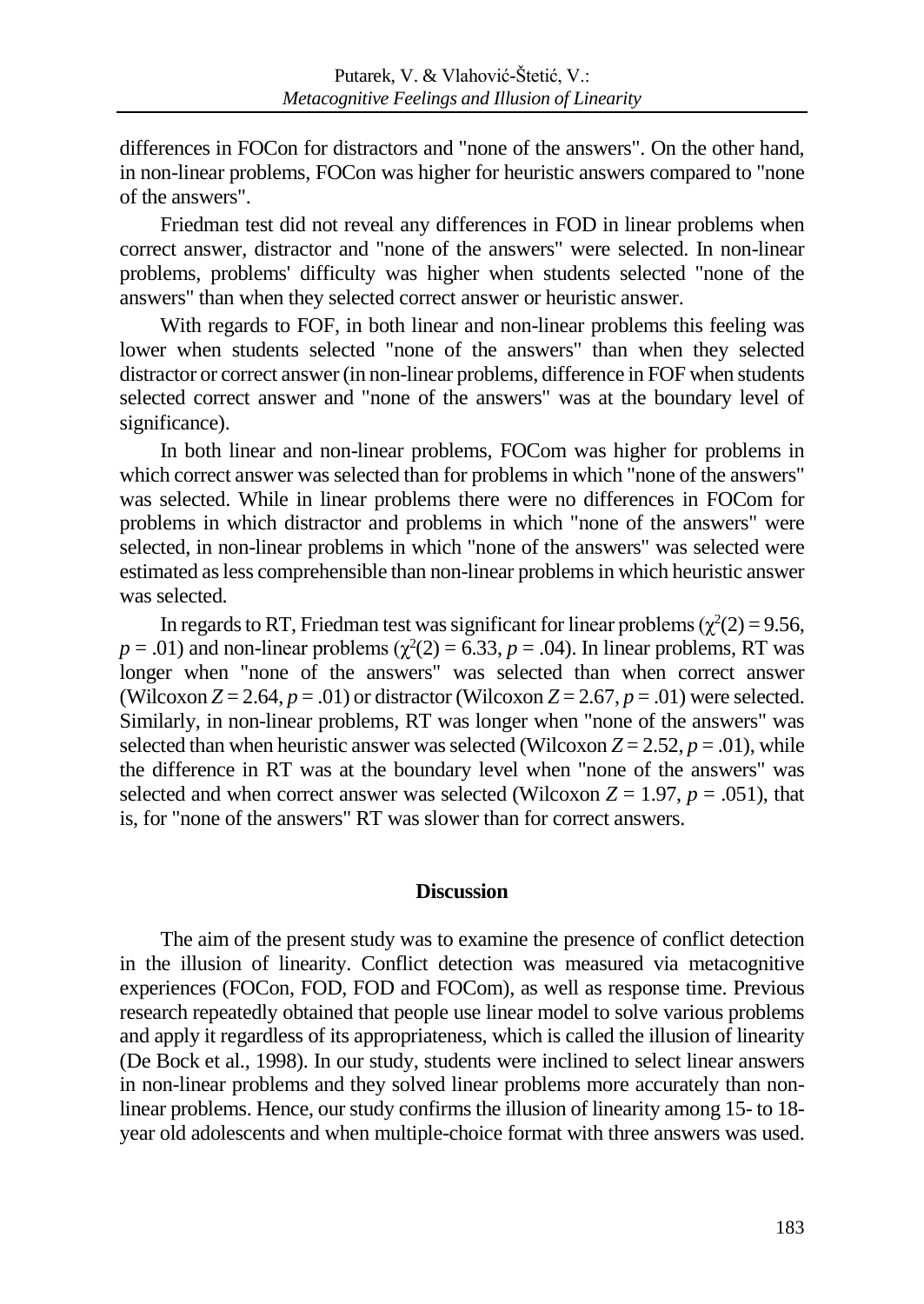differences in FOCon for distractors and "none of the answers". On the other hand, in non-linear problems, FOCon was higher for heuristic answers compared to "none of the answers".

Friedman test did not reveal any differences in FOD in linear problems when correct answer, distractor and "none of the answers" were selected. In non-linear problems, problems' difficulty was higher when students selected "none of the answers" than when they selected correct answer or heuristic answer.

With regards to FOF, in both linear and non-linear problems this feeling was lower when students selected "none of the answers" than when they selected distractor or correct answer (in non-linear problems, difference in FOF when students selected correct answer and "none of the answers" was at the boundary level of significance).

In both linear and non-linear problems, FOCom was higher for problems in which correct answer was selected than for problems in which "none of the answers" was selected. While in linear problems there were no differences in FOCom for problems in which distractor and problems in which "none of the answers" were selected, in non-linear problems in which "none of the answers" was selected were estimated as less comprehensible than non-linear problems in which heuristic answer was selected.

In regards to RT, Friedman test was significant for linear problems ($\chi^2(2) = 9.56$, $p = .01$) and non-linear problems ($\chi^2(2) = 6.33$, $p = .04$). In linear problems, RT was longer when "none of the answers" was selected than when correct answer (Wilcoxon $Z = 2.64$, $p = .01$) or distractor (Wilcoxon $Z = 2.67$, $p = .01$) were selected. Similarly, in non-linear problems, RT was longer when "none of the answers" was selected than when heuristic answer was selected (Wilcoxon $Z = 2.52$, $p = .01$), while the difference in RT was at the boundary level when "none of the answers" was selected and when correct answer was selected (Wilcoxon $Z = 1.97$, $p = .051$), that is, for "none of the answers" RT was slower than for correct answers.

## Discussion

The aim of the present study was to examine the presence of conflict detection in the illusion of linearity. Conflict detection was measured via metacognitive experiences (FOCon, FOD, FOD and FOCom), as well as response time. Previous research repeatedly obtained that people use linear model to solve various problems and apply it regardless of its appropriateness, which is called the illusion of linearity (De Bock et al., 1998). In our study, students were inclined to select linear answers in non-linear problems and they solved linear problems more accurately than non-linear problems. Hence, our study confirms the illusion of linearity among 15- to 18-year old adolescents and when multiple-choice format with three answers was used.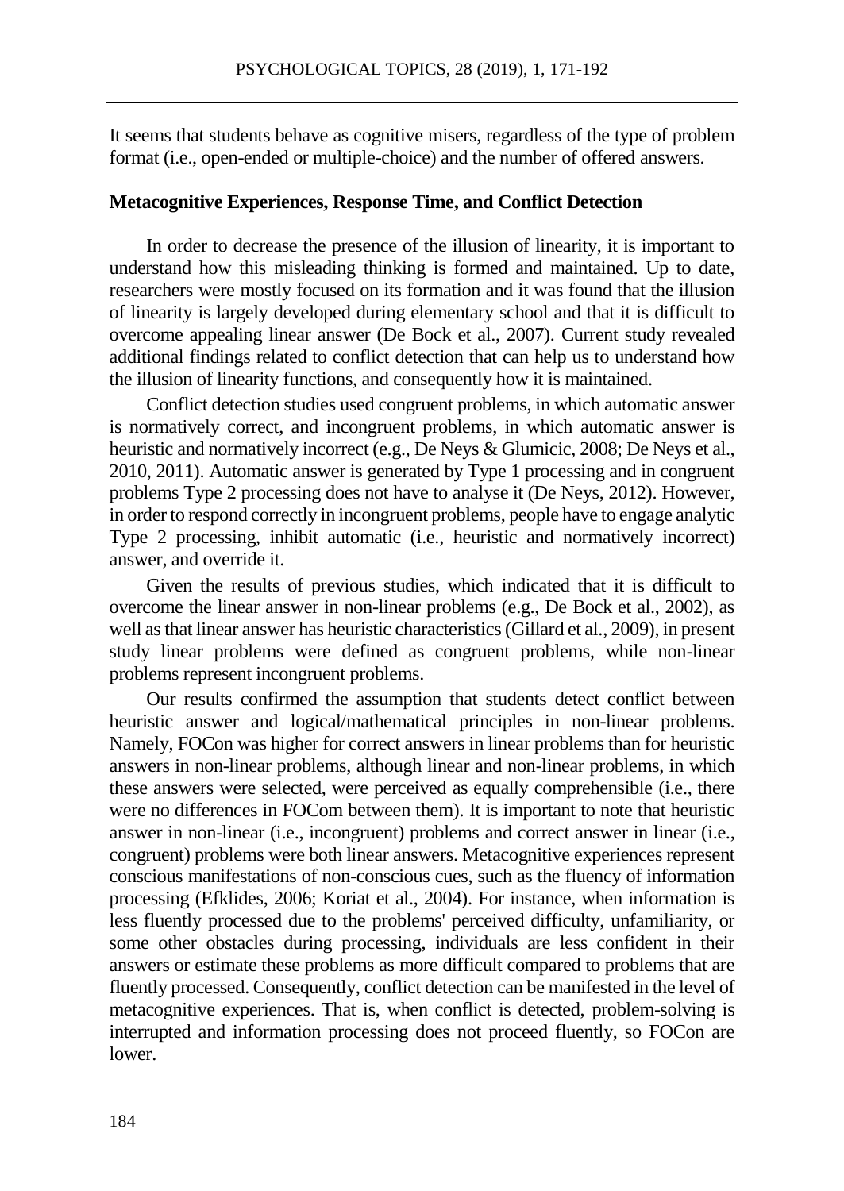It seems that students behave as cognitive misers, regardless of the type of problem format (i.e., open-ended or multiple-choice) and the number of offered answers.

**Metacognitive Experiences, Response Time, and Conflict Detection**

In order to decrease the presence of the illusion of linearity, it is important to understand how this misleading thinking is formed and maintained. Up to date, researchers were mostly focused on its formation and it was found that the illusion of linearity is largely developed during elementary school and that it is difficult to overcome appealing linear answer (De Bock et al., 2007). Current study revealed additional findings related to conflict detection that can help us to understand how the illusion of linearity functions, and consequently how it is maintained.

Conflict detection studies used congruent problems, in which automatic answer is normatively correct, and incongruent problems, in which automatic answer is heuristic and normatively incorrect (e.g., De Neys & Glumicic, 2008; De Neys et al., 2010, 2011). Automatic answer is generated by Type 1 processing and in congruent problems Type 2 processing does not have to analyse it (De Neys, 2012). However, in order to respond correctly in incongruent problems, people have to engage analytic Type 2 processing, inhibit automatic (i.e., heuristic and normatively incorrect) answer, and override it.

Given the results of previous studies, which indicated that it is difficult to overcome the linear answer in non-linear problems (e.g., De Bock et al., 2002), as well as that linear answer has heuristic characteristics (Gillard et al., 2009), in present study linear problems were defined as congruent problems, while non-linear problems represent incongruent problems.

Our results confirmed the assumption that students detect conflict between heuristic answer and logical/mathematical principles in non-linear problems. Namely, FOCon was higher for correct answers in linear problems than for heuristic answers in non-linear problems, although linear and non-linear problems, in which these answers were selected, were perceived as equally comprehensible (i.e., there were no differences in FOCom between them). It is important to note that heuristic answer in non-linear (i.e., incongruent) problems and correct answer in linear (i.e., congruent) problems were both linear answers. Metacognitive experiences represent conscious manifestations of non-conscious cues, such as the fluency of information processing (Efklides, 2006; Koriat et al., 2004). For instance, when information is less fluently processed due to the problems' perceived difficulty, unfamiliarity, or some other obstacles during processing, individuals are less confident in their answers or estimate these problems as more difficult compared to problems that are fluently processed. Consequently, conflict detection can be manifested in the level of metacognitive experiences. That is, when conflict is detected, problem-solving is interrupted and information processing does not proceed fluently, so FOCon are lower.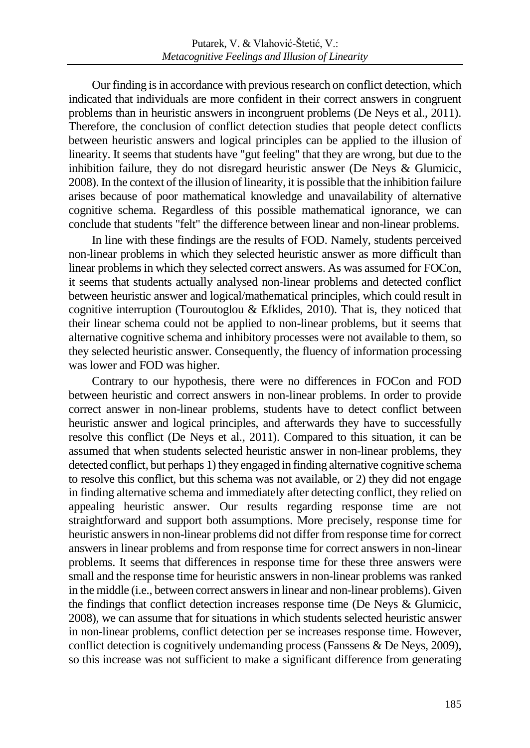Our finding is in accordance with previous research on conflict detection, which indicated that individuals are more confident in their correct answers in congruent problems than in heuristic answers in incongruent problems (De Neys et al., 2011). Therefore, the conclusion of conflict detection studies that people detect conflicts between heuristic answers and logical principles can be applied to the illusion of linearity. It seems that students have "gut feeling" that they are wrong, but due to the inhibition failure, they do not disregard heuristic answer (De Neys & Glumicic, 2008). In the context of the illusion of linearity, it is possible that the inhibition failure arises because of poor mathematical knowledge and unavailability of alternative cognitive schema. Regardless of this possible mathematical ignorance, we can conclude that students "felt" the difference between linear and non-linear problems.

In line with these findings are the results of FOD. Namely, students perceived non-linear problems in which they selected heuristic answer as more difficult than linear problems in which they selected correct answers. As was assumed for FOCon, it seems that students actually analysed non-linear problems and detected conflict between heuristic answer and logical/mathematical principles, which could result in cognitive interruption (Touroutoglou & Efklides, 2010). That is, they noticed that their linear schema could not be applied to non-linear problems, but it seems that alternative cognitive schema and inhibitory processes were not available to them, so they selected heuristic answer. Consequently, the fluency of information processing was lower and FOD was higher.

Contrary to our hypothesis, there were no differences in FOCon and FOD between heuristic and correct answers in non-linear problems. In order to provide correct answer in non-linear problems, students have to detect conflict between heuristic answer and logical principles, and afterwards they have to successfully resolve this conflict (De Neys et al., 2011). Compared to this situation, it can be assumed that when students selected heuristic answer in non-linear problems, they detected conflict, but perhaps 1) they engaged in finding alternative cognitive schema to resolve this conflict, but this schema was not available, or 2) they did not engage in finding alternative schema and immediately after detecting conflict, they relied on appealing heuristic answer. Our results regarding response time are not straightforward and support both assumptions. More precisely, response time for heuristic answers in non-linear problems did not differ from response time for correct answers in linear problems and from response time for correct answers in non-linear problems. It seems that differences in response time for these three answers were small and the response time for heuristic answers in non-linear problems was ranked in the middle (i.e., between correct answers in linear and non-linear problems). Given the findings that conflict detection increases response time (De Neys & Glumicic, 2008), we can assume that for situations in which students selected heuristic answer in non-linear problems, conflict detection per se increases response time. However, conflict detection is cognitively undemanding process (Fanssens & De Neys, 2009), so this increase was not sufficient to make a significant difference from generating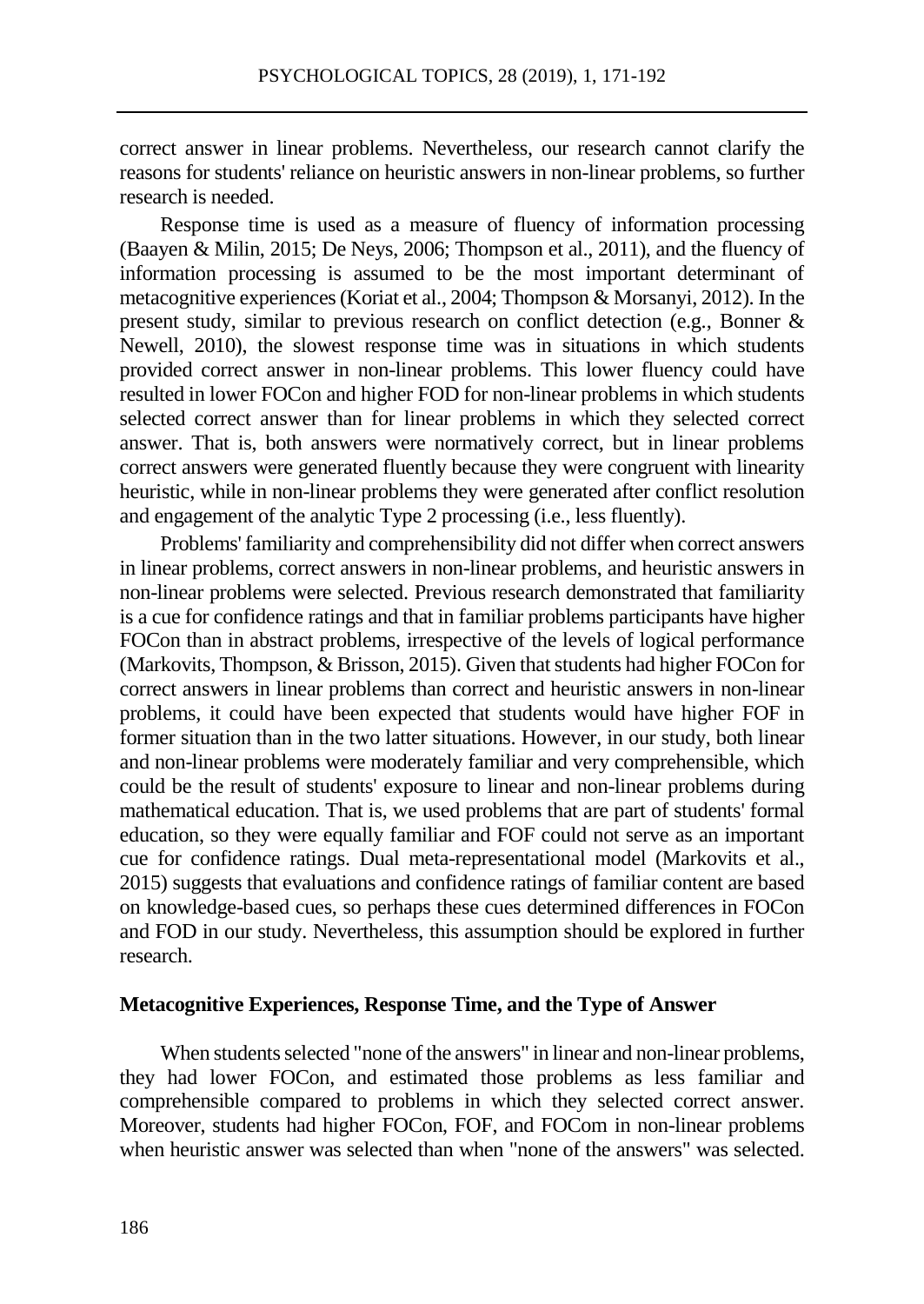correct answer in linear problems. Nevertheless, our research cannot clarify the reasons for students' reliance on heuristic answers in non-linear problems, so further research is needed.

Response time is used as a measure of fluency of information processing (Baayen & Milin, 2015; De Neys, 2006; Thompson et al., 2011), and the fluency of information processing is assumed to be the most important determinant of metacognitive experiences (Koriat et al., 2004; Thompson & Morsanyi, 2012). In the present study, similar to previous research on conflict detection (e.g., Bonner & Newell, 2010), the slowest response time was in situations in which students provided correct answer in non-linear problems. This lower fluency could have resulted in lower FOCon and higher FOD for non-linear problems in which students selected correct answer than for linear problems in which they selected correct answer. That is, both answers were normatively correct, but in linear problems correct answers were generated fluently because they were congruent with linearity heuristic, while in non-linear problems they were generated after conflict resolution and engagement of the analytic Type 2 processing (i.e., less fluently).

Problems' familiarity and comprehensibility did not differ when correct answers in linear problems, correct answers in non-linear problems, and heuristic answers in non-linear problems were selected. Previous research demonstrated that familiarity is a cue for confidence ratings and that in familiar problems participants have higher FOCon than in abstract problems, irrespective of the levels of logical performance (Markovits, Thompson, & Brisson, 2015). Given that students had higher FOCon for correct answers in linear problems than correct and heuristic answers in non-linear problems, it could have been expected that students would have higher FOF in former situation than in the two latter situations. However, in our study, both linear and non-linear problems were moderately familiar and very comprehensible, which could be the result of students' exposure to linear and non-linear problems during mathematical education. That is, we used problems that are part of students' formal education, so they were equally familiar and FOF could not serve as an important cue for confidence ratings. Dual meta-representational model (Markovits et al., 2015) suggests that evaluations and confidence ratings of familiar content are based on knowledge-based cues, so perhaps these cues determined differences in FOCon and FOD in our study. Nevertheless, this assumption should be explored in further research.

### Metacognitive Experiences, Response Time, and the Type of Answer

When students selected "none of the answers" in linear and non-linear problems, they had lower FOCon, and estimated those problems as less familiar and comprehensible compared to problems in which they selected correct answer. Moreover, students had higher FOCon, FOF, and FOCom in non-linear problems when heuristic answer was selected than when "none of the answers" was selected.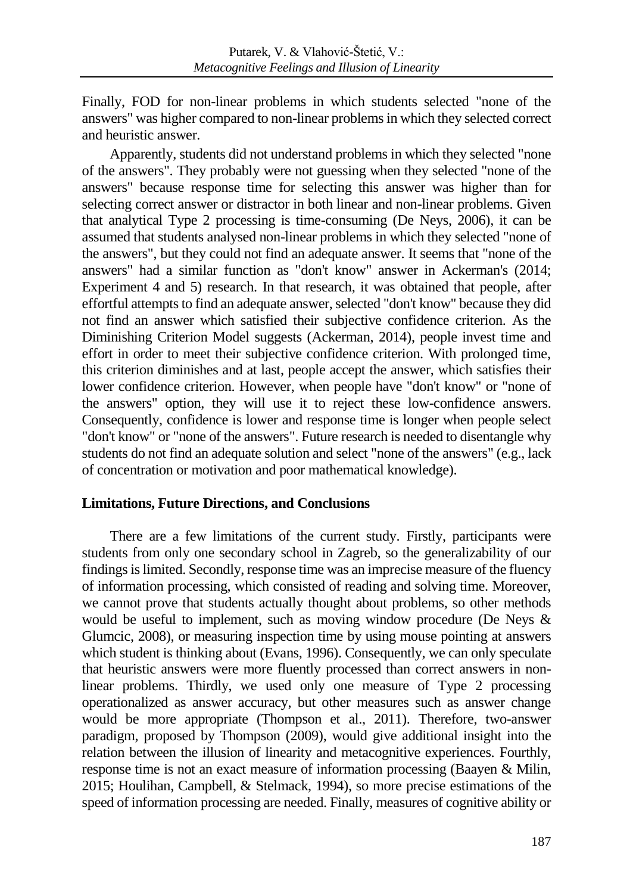Finally, FOD for non-linear problems in which students selected "none of the answers" was higher compared to non-linear problems in which they selected correct and heuristic answer.

Apparently, students did not understand problems in which they selected "none of the answers". They probably were not guessing when they selected "none of the answers" because response time for selecting this answer was higher than for selecting correct answer or distractor in both linear and non-linear problems. Given that analytical Type 2 processing is time-consuming (De Neys, 2006), it can be assumed that students analysed non-linear problems in which they selected "none of the answers", but they could not find an adequate answer. It seems that "none of the answers" had a similar function as "don't know" answer in Ackerman's (2014; Experiment 4 and 5) research. In that research, it was obtained that people, after effortful attempts to find an adequate answer, selected "don't know" because they did not find an answer which satisfied their subjective confidence criterion. As the Diminishing Criterion Model suggests (Ackerman, 2014), people invest time and effort in order to meet their subjective confidence criterion. With prolonged time, this criterion diminishes and at last, people accept the answer, which satisfies their lower confidence criterion. However, when people have "don't know" or "none of the answers" option, they will use it to reject these low-confidence answers. Consequently, confidence is lower and response time is longer when people select "don't know" or "none of the answers". Future research is needed to disentangle why students do not find an adequate solution and select "none of the answers" (e.g., lack of concentration or motivation and poor mathematical knowledge).

## Limitations, Future Directions, and Conclusions

There are a few limitations of the current study. Firstly, participants were students from only one secondary school in Zagreb, so the generalizability of our findings is limited. Secondly, response time was an imprecise measure of the fluency of information processing, which consisted of reading and solving time. Moreover, we cannot prove that students actually thought about problems, so other methods would be useful to implement, such as moving window procedure (De Neys & Glumcic, 2008), or measuring inspection time by using mouse pointing at answers which student is thinking about (Evans, 1996). Consequently, we can only speculate that heuristic answers were more fluently processed than correct answers in non-linear problems. Thirdly, we used only one measure of Type 2 processing operationalized as answer accuracy, but other measures such as answer change would be more appropriate (Thompson et al., 2011). Therefore, two-answer paradigm, proposed by Thompson (2009), would give additional insight into the relation between the illusion of linearity and metacognitive experiences. Fourthly, response time is not an exact measure of information processing (Baayen & Milin, 2015; Houlihan, Campbell, & Stelmack, 1994), so more precise estimations of the speed of information processing are needed. Finally, measures of cognitive ability or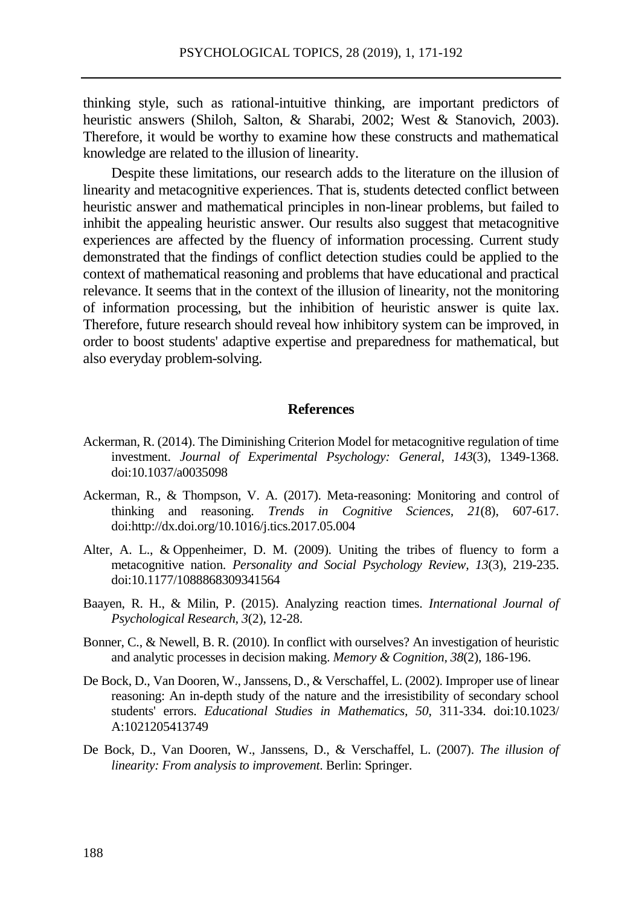thinking style, such as rational-intuitive thinking, are important predictors of heuristic answers (Shiloh, Salton, & Sharabi, 2002; West & Stanovich, 2003). Therefore, it would be worthy to examine how these constructs and mathematical knowledge are related to the illusion of linearity.

Despite these limitations, our research adds to the literature on the illusion of linearity and metacognitive experiences. That is, students detected conflict between heuristic answer and mathematical principles in non-linear problems, but failed to inhibit the appealing heuristic answer. Our results also suggest that metacognitive experiences are affected by the fluency of information processing. Current study demonstrated that the findings of conflict detection studies could be applied to the context of mathematical reasoning and problems that have educational and practical relevance. It seems that in the context of the illusion of linearity, not the monitoring of information processing, but the inhibition of heuristic answer is quite lax. Therefore, future research should reveal how inhibitory system can be improved, in order to boost students' adaptive expertise and preparedness for mathematical, but also everyday problem-solving.

## References

Ackerman, R. (2014). The Diminishing Criterion Model for metacognitive regulation of time investment. *Journal of Experimental Psychology: General*, *143*(3), 1349-1368. doi:10.1037/a0035098

Ackerman, R., & Thompson, V. A. (2017). Meta-reasoning: Monitoring and control of thinking and reasoning. *Trends in Cognitive Sciences, 21*(8), 607-617. doi:http://dx.doi.org/10.1016/j.tics.2017.05.004

Alter, A. L., & Oppenheimer, D. M. (2009). Uniting the tribes of fluency to form a metacognitive nation. *Personality and Social Psychology Review, 13*(3), 219-235. doi:10.1177/1088868309341564

Baayen, R. H., & Milin, P. (2015). Analyzing reaction times. *International Journal of Psychological Research*, *3*(2), 12-28.

Bonner, C., & Newell, B. R. (2010). In conflict with ourselves? An investigation of heuristic and analytic processes in decision making. *Memory & Cognition*, *38*(2), 186-196.

De Bock, D., Van Dooren, W., Janssens, D., & Verschaffel, L. (2002). Improper use of linear reasoning: An in-depth study of the nature and the irresistibility of secondary school students' errors. *Educational Studies in Mathematics, 50*, 311-334. doi:10.1023/A:1021205413749

De Bock, D., Van Dooren, W., Janssens, D., & Verschaffel, L. (2007). *The illusion of linearity: From analysis to improvement*. Berlin: Springer.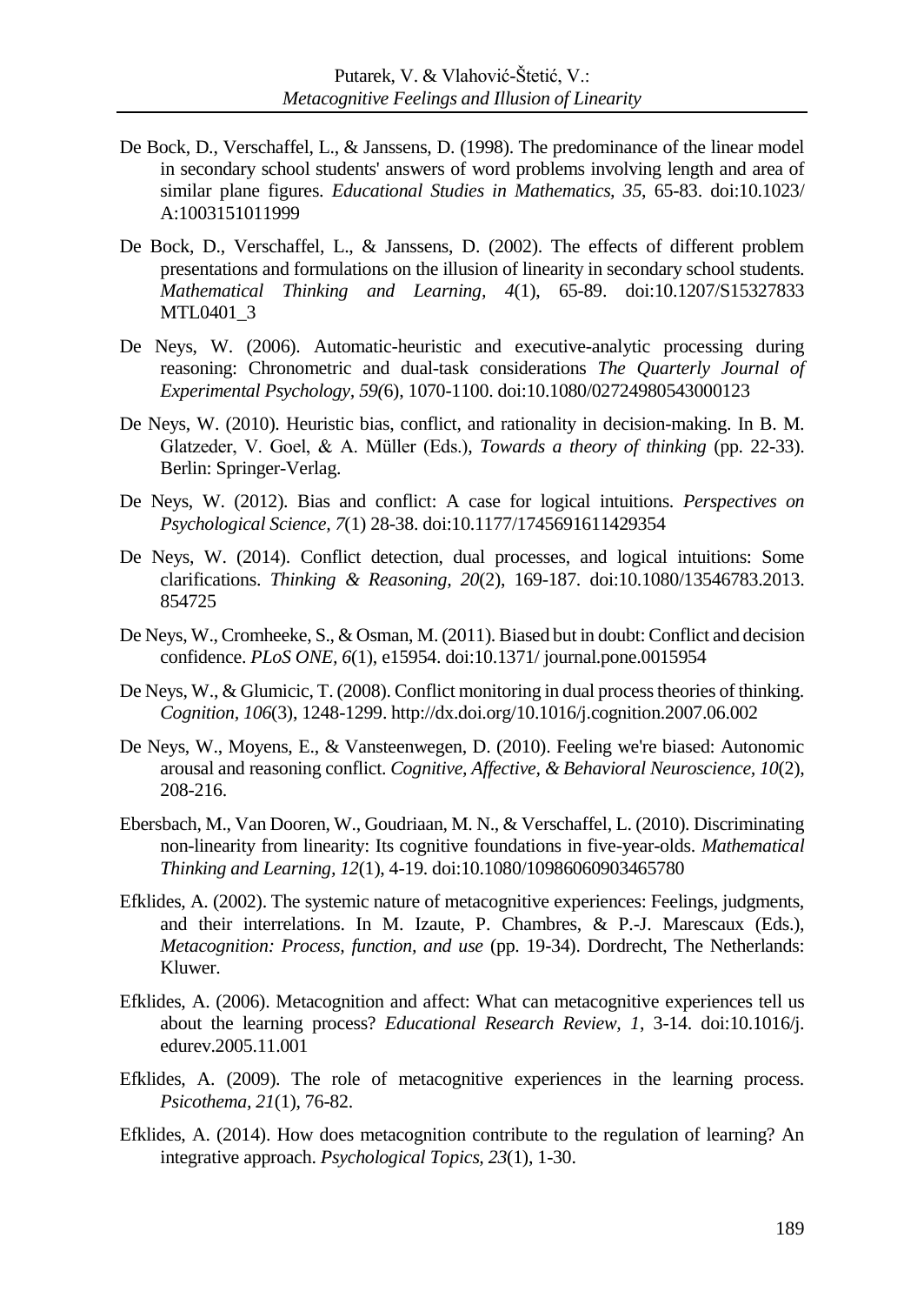De Bock, D., Verschaffel, L., & Janssens, D. (1998). The predominance of the linear model in secondary school students' answers of word problems involving length and area of similar plane figures. *Educational Studies in Mathematics, 35*, 65-83. doi:10.1023/A:1003151011999

De Bock, D., Verschaffel, L., & Janssens, D. (2002). The effects of different problem presentations and formulations on the illusion of linearity in secondary school students. *Mathematical Thinking and Learning, 4*(1), 65-89. doi:10.1207/S15327833MTL0401_3

De Neys, W. (2006). Automatic-heuristic and executive-analytic processing during reasoning: Chronometric and dual-task considerations *The Quarterly Journal of Experimental Psychology, 59(*6), 1070-1100. doi:10.1080/02724980543000123

De Neys, W. (2010). Heuristic bias, conflict, and rationality in decision-making. In B. M. Glatzeder, V. Goel, & A. Müller (Eds.), *Towards a theory of thinking* (pp. 22-33). Berlin: Springer-Verlag.

De Neys, W. (2012). Bias and conflict: A case for logical intuitions. *Perspectives on Psychological Science, 7(*1) 28-38. doi:10.1177/1745691611429354

De Neys, W. (2014). Conflict detection, dual processes, and logical intuitions: Some clarifications. *Thinking & Reasoning, 20*(2), 169-187. doi:10.1080/13546783.2013.854725

De Neys, W., Cromheeke, S., & Osman, M. (2011). Biased but in doubt: Conflict and decision confidence. *PLoS ONE, 6*(1), e15954. doi:10.1371/ journal.pone.0015954

De Neys, W., & Glumicic, T. (2008). Conflict monitoring in dual process theories of thinking. *Cognition, 106*(3), 1248-1299. http://dx.doi.org/10.1016/j.cognition.2007.06.002

De Neys, W., Moyens, E., & Vansteenwegen, D. (2010). Feeling we're biased: Autonomic arousal and reasoning conflict. *Cognitive, Affective, & Behavioral Neuroscience, 10*(2), 208-216.

Ebersbach, M., Van Dooren, W., Goudriaan, M. N., & Verschaffel, L. (2010). Discriminating non-linearity from linearity: Its cognitive foundations in five-year-olds. *Mathematical Thinking and Learning, 12*(1), 4-19. doi:10.1080/10986060903465780

Efklides, A. (2002). The systemic nature of metacognitive experiences: Feelings, judgments, and their interrelations. In M. Izaute, P. Chambres, & P.-J. Marescaux (Eds.), *Metacognition: Process, function, and use* (pp. 19-34). Dordrecht, The Netherlands: Kluwer.

Efklides, A. (2006). Metacognition and affect: What can metacognitive experiences tell us about the learning process? *Educational Research Review, 1*, 3-14. doi:10.1016/j.edurev.2005.11.001

Efklides, A. (2009). The role of metacognitive experiences in the learning process. *Psicothema, 21*(1), 76-82.

Efklides, A. (2014). How does metacognition contribute to the regulation of learning? An integrative approach. *Psychological Topics, 23*(1), 1-30.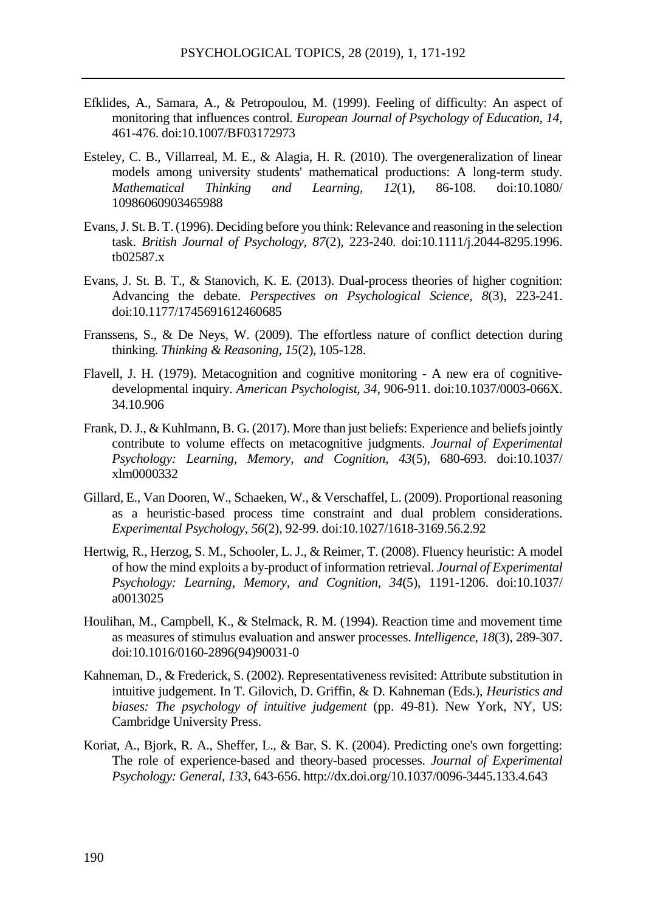Efklides, A., Samara, A., & Petropoulou, M. (1999). Feeling of difficulty: An aspect of monitoring that influences control. *European Journal of Psychology of Education, 14*, 461-476. doi:10.1007/BF03172973

Esteley, C. B., Villarreal, M. E., & Alagia, H. R. (2010). The overgeneralization of linear models among university students' mathematical productions: A long-term study. *Mathematical Thinking and Learning, 12*(1), 86-108. doi:10.1080/10986060903465988

Evans, J. St. B. T. (1996). Deciding before you think: Relevance and reasoning in the selection task. *British Journal of Psychology, 87*(2), 223-240. doi:10.1111/j.2044-8295.1996.tb02587.x

Evans, J. St. B. T., & Stanovich, K. E. (2013). Dual-process theories of higher cognition: Advancing the debate. *Perspectives on Psychological Science, 8*(3), 223-241. doi:10.1177/1745691612460685

Franssens, S., & De Neys, W. (2009). The effortless nature of conflict detection during thinking. *Thinking & Reasoning, 15*(2), 105-128.

Flavell, J. H. (1979). Metacognition and cognitive monitoring - A new era of cognitive-developmental inquiry. *American Psychologist, 34*, 906-911. doi:10.1037/0003-066X.34.10.906

Frank, D. J., & Kuhlmann, B. G. (2017). More than just beliefs: Experience and beliefs jointly contribute to volume effects on metacognitive judgments. *Journal of Experimental Psychology: Learning, Memory, and Cognition, 43*(5), 680-693. doi:10.1037/xlm0000332

Gillard, E., Van Dooren, W., Schaeken, W., & Verschaffel, L. (2009). Proportional reasoning as a heuristic-based process time constraint and dual problem considerations. *Experimental Psychology, 56*(2), 92-99. doi:10.1027/1618-3169.56.2.92

Hertwig, R., Herzog, S. M., Schooler, L. J., & Reimer, T. (2008). Fluency heuristic: A model of how the mind exploits a by-product of information retrieval. *Journal of Experimental Psychology: Learning, Memory, and Cognition, 34*(5), 1191-1206. doi:10.1037/a0013025

Houlihan, M., Campbell, K., & Stelmack, R. M. (1994). Reaction time and movement time as measures of stimulus evaluation and answer processes. *Intelligence, 18*(3), 289-307. doi:10.1016/0160-2896(94)90031-0

Kahneman, D., & Frederick, S. (2002). Representativeness revisited: Attribute substitution in intuitive judgement. In T. Gilovich, D. Griffin, & D. Kahneman (Eds.), *Heuristics and biases: The psychology of intuitive judgement* (pp. 49-81). New York, NY, US: Cambridge University Press.

Koriat, A., Bjork, R. A., Sheffer, L., & Bar, S. K. (2004). Predicting one's own forgetting: The role of experience-based and theory-based processes. *Journal of Experimental Psychology: General, 133*, 643-656. http://dx.doi.org/10.1037/0096-3445.133.4.643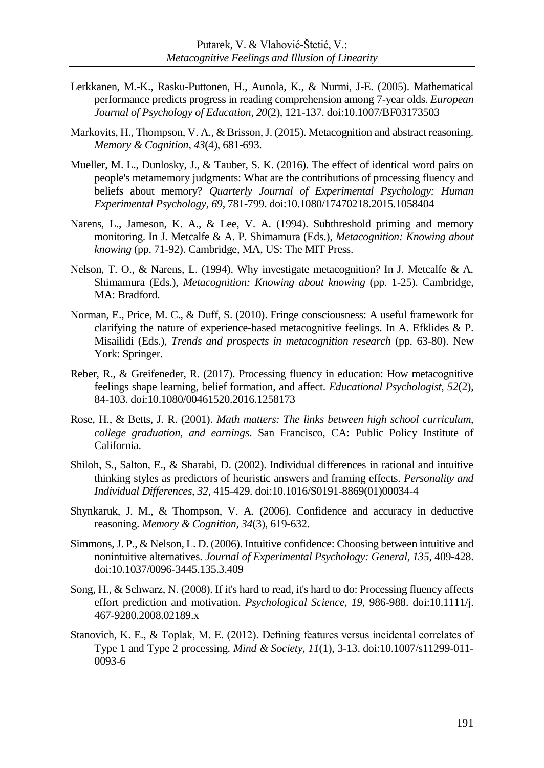Lerkkanen, M.-K., Rasku-Puttonen, H., Aunola, K., & Nurmi, J-E. (2005). Mathematical performance predicts progress in reading comprehension among 7-year olds. *European Journal of Psychology of Education*, *20*(2), 121-137. doi:10.1007/BF03173503

Markovits, H., Thompson, V. A., & Brisson, J. (2015). Metacognition and abstract reasoning. *Memory & Cognition*, *43*(4), 681-693.

Mueller, M. L., Dunlosky, J., & Tauber, S. K. (2016). The effect of identical word pairs on people's metamemory judgments: What are the contributions of processing fluency and beliefs about memory? *Quarterly Journal of Experimental Psychology: Human Experimental Psychology*, *69*, 781-799. doi:10.1080/17470218.2015.1058404

Narens, L., Jameson, K. A., & Lee, V. A. (1994). Subthreshold priming and memory monitoring. In J. Metcalfe & A. P. Shimamura (Eds.), *Metacognition: Knowing about knowing* (pp. 71-92). Cambridge, MA, US: The MIT Press.

Nelson, T. O., & Narens, L. (1994). Why investigate metacognition? In J. Metcalfe & A. Shimamura (Eds.), *Metacognition: Knowing about knowing* (pp. 1-25). Cambridge, MA: Bradford.

Norman, E., Price, M. C., & Duff, S. (2010). Fringe consciousness: A useful framework for clarifying the nature of experience-based metacognitive feelings. In A. Efklides & P. Misailidi (Eds.), *Trends and prospects in metacognition research* (pp. 63-80). New York: Springer.

Reber, R., & Greifeneder, R. (2017). Processing fluency in education: How metacognitive feelings shape learning, belief formation, and affect. *Educational Psychologist, 52*(2), 84-103. doi:10.1080/00461520.2016.1258173

Rose, H., & Betts, J. R. (2001). *Math matters: The links between high school curriculum, college graduation, and earnings*. San Francisco, CA: Public Policy Institute of California.

Shiloh, S., Salton, E., & Sharabi, D. (2002). Individual differences in rational and intuitive thinking styles as predictors of heuristic answers and framing effects. *Personality and Individual Differences*, *32*, 415-429. doi:10.1016/S0191-8869(01)00034-4

Shynkaruk, J. M., & Thompson, V. A. (2006). Confidence and accuracy in deductive reasoning. *Memory & Cognition, 34*(3), 619-632.

Simmons, J. P., & Nelson, L. D. (2006). Intuitive confidence: Choosing between intuitive and nonintuitive alternatives. *Journal of Experimental Psychology: General*, *135*, 409-428. doi:10.1037/0096-3445.135.3.409

Song, H., & Schwarz, N. (2008). If it's hard to read, it's hard to do: Processing fluency affects effort prediction and motivation. *Psychological Science, 19*, 986-988. doi:10.1111/j. 467-9280.2008.02189.x

Stanovich, K. E., & Toplak, M. E. (2012). Defining features versus incidental correlates of Type 1 and Type 2 processing. *Mind & Society, 11*(1), 3-13. doi:10.1007/s11299-011-0093-6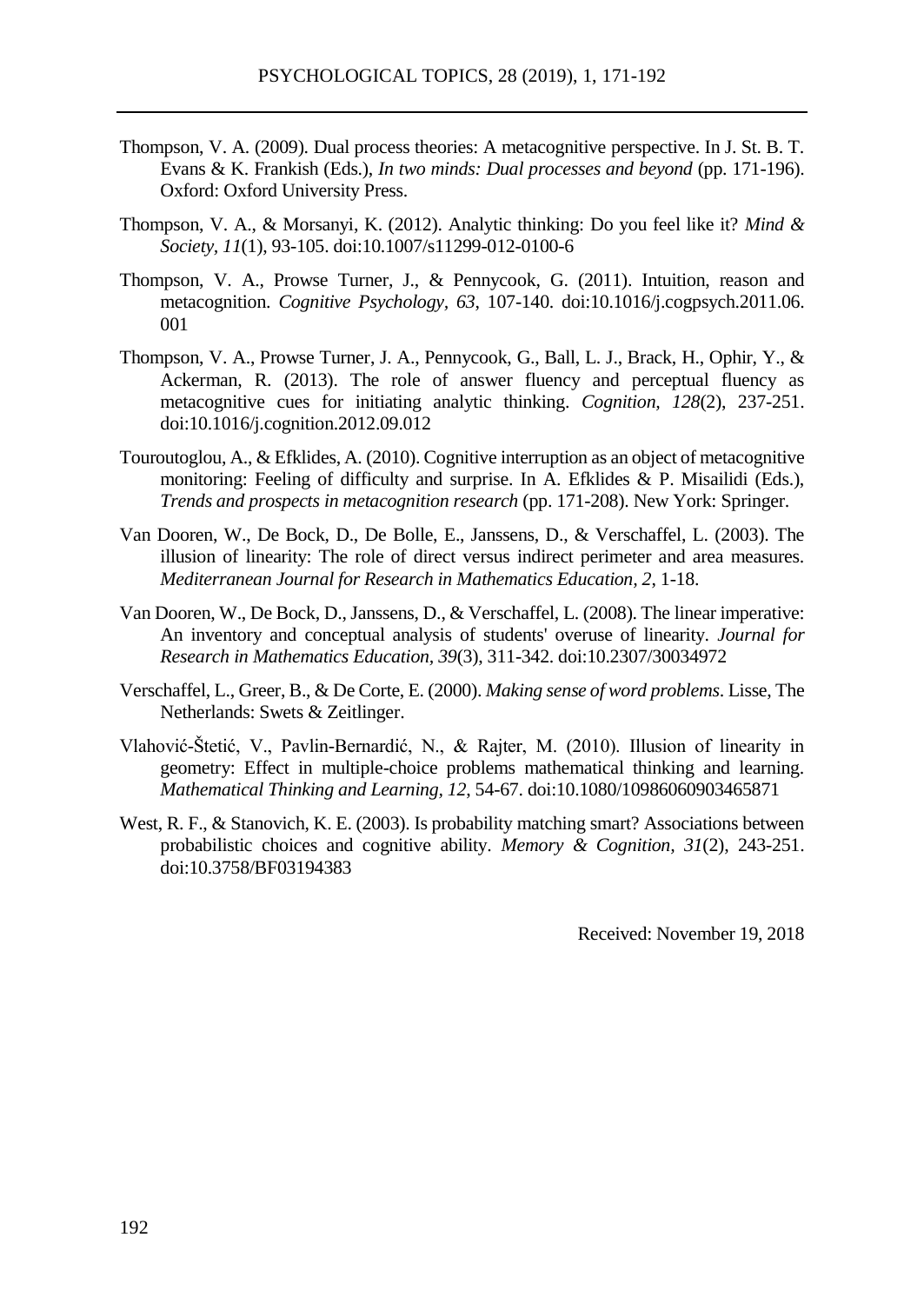Thompson, V. A. (2009). Dual process theories: A metacognitive perspective. In J. St. B. T. Evans & K. Frankish (Eds.), *In two minds: Dual processes and beyond* (pp. 171-196). Oxford: Oxford University Press.

Thompson, V. A., & Morsanyi, K. (2012). Analytic thinking: Do you feel like it? *Mind & Society*, *11*(1), 93-105. doi:10.1007/s11299-012-0100-6

Thompson, V. A., Prowse Turner, J., & Pennycook, G. (2011). Intuition, reason and metacognition. *Cognitive Psychology*, *63*, 107-140. doi:10.1016/j.cogpsych.2011.06.001

Thompson, V. A., Prowse Turner, J. A., Pennycook, G., Ball, L. J., Brack, H., Ophir, Y., & Ackerman, R. (2013). The role of answer fluency and perceptual fluency as metacognitive cues for initiating analytic thinking. *Cognition*, *128*(2), 237-251. doi:10.1016/j.cognition.2012.09.012

Touroutoglou, A., & Efklides, A. (2010). Cognitive interruption as an object of metacognitive monitoring: Feeling of difficulty and surprise. In A. Efklides & P. Misailidi (Eds.), *Trends and prospects in metacognition research* (pp. 171-208). New York: Springer.

Van Dooren, W., De Bock, D., De Bolle, E., Janssens, D., & Verschaffel, L. (2003). The illusion of linearity: The role of direct versus indirect perimeter and area measures. *Mediterranean Journal for Research in Mathematics Education*, *2*, 1-18.

Van Dooren, W., De Bock, D., Janssens, D., & Verschaffel, L. (2008). The linear imperative: An inventory and conceptual analysis of students' overuse of linearity. *Journal for Research in Mathematics Education*, *39*(3), 311-342. doi:10.2307/30034972

Verschaffel, L., Greer, B., & De Corte, E. (2000). *Making sense of word problems*. Lisse, The Netherlands: Swets & Zeitlinger.

Vlahović-Štetić, V., Pavlin-Bernardić, N., & Rajter, M. (2010). Illusion of linearity in geometry: Effect in multiple-choice problems mathematical thinking and learning. *Mathematical Thinking and Learning*, *12*, 54-67. doi:10.1080/10986060903465871

West, R. F., & Stanovich, K. E. (2003). Is probability matching smart? Associations between probabilistic choices and cognitive ability. *Memory & Cognition*, *31*(2), 243-251. doi:10.3758/BF03194383

Received: November 19, 2018